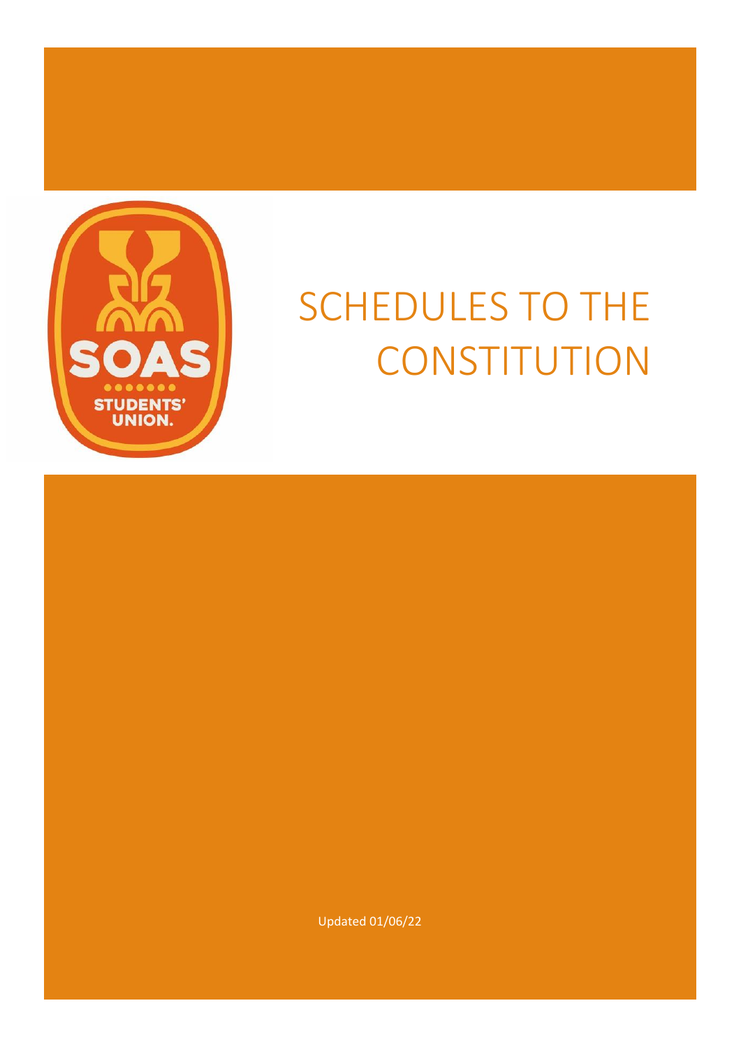# SCHEDULES TO THE CONSTITUTION

Updated 01/06/22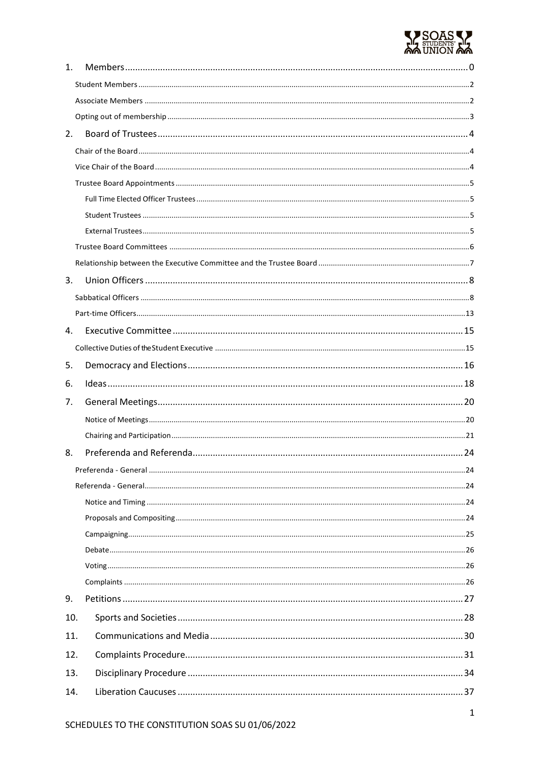1. Members ........ 0
   - Student Members ........ 2
   - Associate Members ........ 2
   - Opting out of membership ........ 3
2. Board of Trustees ........ 4
   - Chair of the Board ........ 4
   - Vice Chair of the Board ........ 4
   - Trustee Board Appointments ........ 5
     - Full Time Elected Officer Trustees ........ 5
     - Student Trustees ........ 5
     - External Trustees ........ 5
   - Trustee Board Committees ........ 6
   - Relationship between the Executive Committee and the Trustee Board ........ 7
3. Union Officers ........ 8
   - Sabbatical Officers ........ 8
   - Part-time Officers ........ 13
4. Executive Committee ........ 15
   - Collective Duties of the Student Executive ........ 15
5. Democracy and Elections ........ 16
6. Ideas ........ 18
7. General Meetings ........ 20
   - Notice of Meetings ........ 20
   - Chairing and Participation ........ 21
8. Preferenda and Referenda ........ 24
   - Preferenda - General ........ 24
   - Referenda - General ........ 24
     - Notice and Timing ........ 24
     - Proposals and Compositing ........ 24
     - Campaigning ........ 25
     - Debate ........ 26
     - Voting ........ 26
     - Complaints ........ 26
9. Petitions ........ 27
10. Sports and Societies ........ 28
11. Communications and Media ........ 30
12. Complaints Procedure ........ 31
13. Disciplinary Procedure ........ 34
14. Liberation Caucuses ........ 37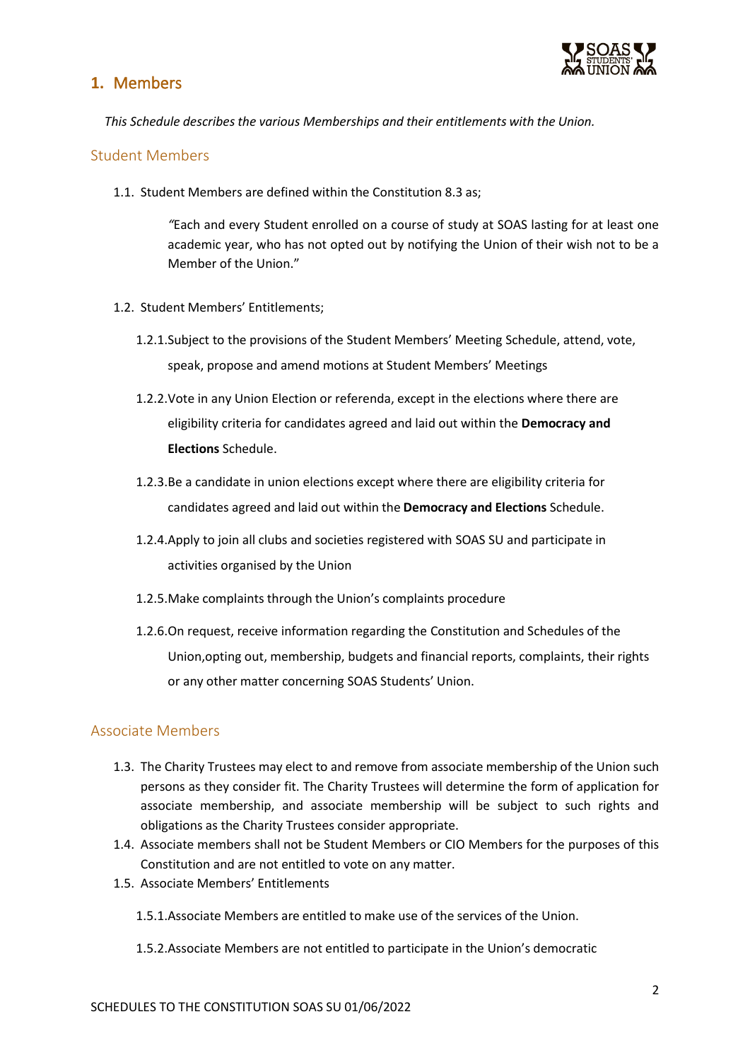# 1. Members

*This Schedule describes the various Memberships and their entitlements with the Union.*

## Student Members

1.1. Student Members are defined within the Constitution 8.3 as;

> *"*Each and every Student enrolled on a course of study at SOAS lasting for at least one academic year, who has not opted out by notifying the Union of their wish not to be a Member of the Union."

1.2. Student Members' Entitlements;

1.2.1. Subject to the provisions of the Student Members' Meeting Schedule, attend, vote, speak, propose and amend motions at Student Members' Meetings

1.2.2. Vote in any Union Election or referenda, except in the elections where there are eligibility criteria for candidates agreed and laid out within the **Democracy and Elections** Schedule.

1.2.3. Be a candidate in union elections except where there are eligibility criteria for candidates agreed and laid out within the **Democracy and Elections** Schedule.

1.2.4. Apply to join all clubs and societies registered with SOAS SU and participate in activities organised by the Union

1.2.5. Make complaints through the Union's complaints procedure

1.2.6. On request, receive information regarding the Constitution and Schedules of the Union,opting out, membership, budgets and financial reports, complaints, their rights or any other matter concerning SOAS Students' Union.

## Associate Members

1.3. The Charity Trustees may elect to and remove from associate membership of the Union such persons as they consider fit. The Charity Trustees will determine the form of application for associate membership, and associate membership will be subject to such rights and obligations as the Charity Trustees consider appropriate.

1.4. Associate members shall not be Student Members or CIO Members for the purposes of this Constitution and are not entitled to vote on any matter.

1.5. Associate Members' Entitlements

1.5.1. Associate Members are entitled to make use of the services of the Union.

1.5.2. Associate Members are not entitled to participate in the Union's democratic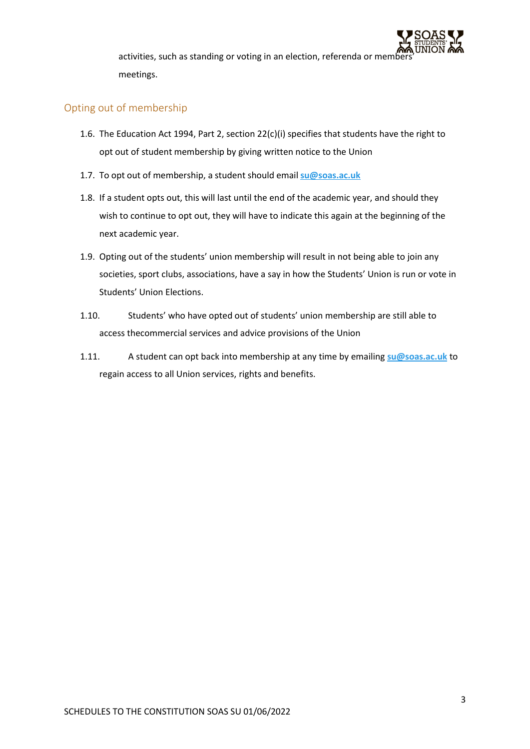activities, such as standing or voting in an election, referenda or members' meetings.

## Opting out of membership

1.6. The Education Act 1994, Part 2, section 22(c)(i) specifies that students have the right to opt out of student membership by giving written notice to the Union

1.7. To opt out of membership, a student should email **su@soas.ac.uk**

1.8. If a student opts out, this will last until the end of the academic year, and should they wish to continue to opt out, they will have to indicate this again at the beginning of the next academic year.

1.9. Opting out of the students' union membership will result in not being able to join any societies, sport clubs, associations, have a say in how the Students' Union is run or vote in Students' Union Elections.

1.10. Students' who have opted out of students' union membership are still able to access thecommercial services and advice provisions of the Union

1.11. A student can opt back into membership at any time by emailing **su@soas.ac.uk** to regain access to all Union services, rights and benefits.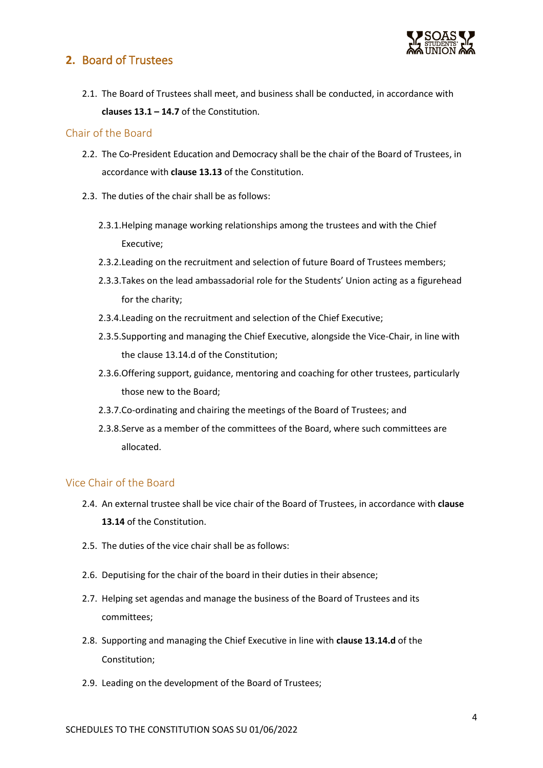## 2. Board of Trustees

2.1. The Board of Trustees shall meet, and business shall be conducted, in accordance with **clauses 13.1 – 14.7** of the Constitution.

### Chair of the Board

2.2. The Co-President Education and Democracy shall be the chair of the Board of Trustees, in accordance with **clause 13.13** of the Constitution.

2.3. The duties of the chair shall be as follows:

- 2.3.1. Helping manage working relationships among the trustees and with the Chief Executive;
- 2.3.2. Leading on the recruitment and selection of future Board of Trustees members;
- 2.3.3. Takes on the lead ambassadorial role for the Students' Union acting as a figurehead for the charity;
- 2.3.4. Leading on the recruitment and selection of the Chief Executive;
- 2.3.5. Supporting and managing the Chief Executive, alongside the Vice-Chair, in line with the clause 13.14.d of the Constitution;
- 2.3.6. Offering support, guidance, mentoring and coaching for other trustees, particularly those new to the Board;
- 2.3.7. Co-ordinating and chairing the meetings of the Board of Trustees; and
- 2.3.8. Serve as a member of the committees of the Board, where such committees are allocated.

### Vice Chair of the Board

2.4. An external trustee shall be vice chair of the Board of Trustees, in accordance with **clause 13.14** of the Constitution.

2.5. The duties of the vice chair shall be as follows:

2.6. Deputising for the chair of the board in their duties in their absence;

2.7. Helping set agendas and manage the business of the Board of Trustees and its committees;

2.8. Supporting and managing the Chief Executive in line with **clause 13.14.d** of the Constitution;

2.9. Leading on the development of the Board of Trustees;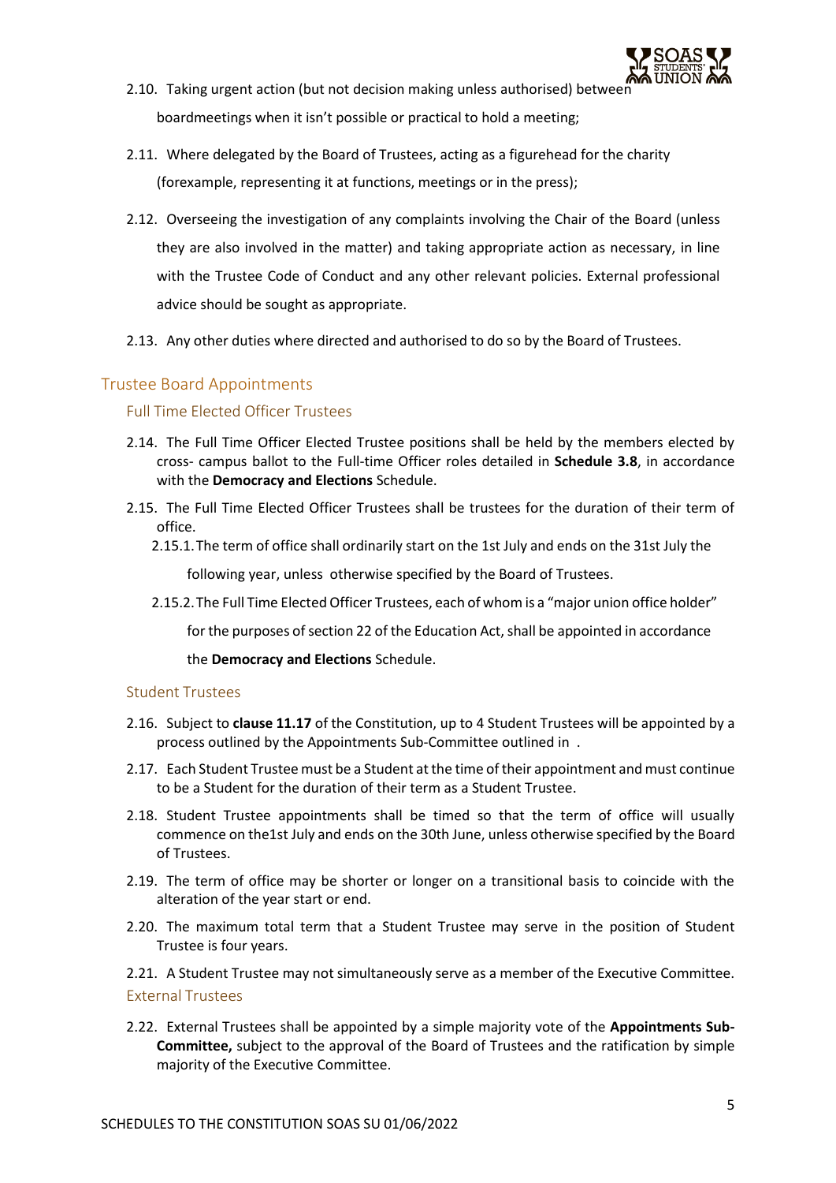2.10. Taking urgent action (but not decision making unless authorised) between boardmeetings when it isn't possible or practical to hold a meeting;

2.11. Where delegated by the Board of Trustees, acting as a figurehead for the charity (forexample, representing it at functions, meetings or in the press);

2.12. Overseeing the investigation of any complaints involving the Chair of the Board (unless they are also involved in the matter) and taking appropriate action as necessary, in line with the Trustee Code of Conduct and any other relevant policies. External professional advice should be sought as appropriate.

2.13. Any other duties where directed and authorised to do so by the Board of Trustees.

## Trustee Board Appointments

### Full Time Elected Officer Trustees

2.14. The Full Time Officer Elected Trustee positions shall be held by the members elected by cross- campus ballot to the Full-time Officer roles detailed in **Schedule 3.8**, in accordance with the **Democracy and Elections** Schedule.

2.15. The Full Time Elected Officer Trustees shall be trustees for the duration of their term of office.

2.15.1. The term of office shall ordinarily start on the 1st July and ends on the 31st July the following year, unless otherwise specified by the Board of Trustees.

2.15.2. The Full Time Elected Officer Trustees, each of whom is a "major union office holder" for the purposes of section 22 of the Education Act, shall be appointed in accordance the **Democracy and Elections** Schedule.

### Student Trustees

2.16. Subject to **clause 11.17** of the Constitution, up to 4 Student Trustees will be appointed by a process outlined by the Appointments Sub-Committee outlined in .

2.17. Each Student Trustee must be a Student at the time of their appointment and must continue to be a Student for the duration of their term as a Student Trustee.

2.18. Student Trustee appointments shall be timed so that the term of office will usually commence on the1st July and ends on the 30th June, unless otherwise specified by the Board of Trustees.

2.19. The term of office may be shorter or longer on a transitional basis to coincide with the alteration of the year start or end.

2.20. The maximum total term that a Student Trustee may serve in the position of Student Trustee is four years.

2.21. A Student Trustee may not simultaneously serve as a member of the Executive Committee.

### External Trustees

2.22. External Trustees shall be appointed by a simple majority vote of the **Appointments Sub-Committee,** subject to the approval of the Board of Trustees and the ratification by simple majority of the Executive Committee.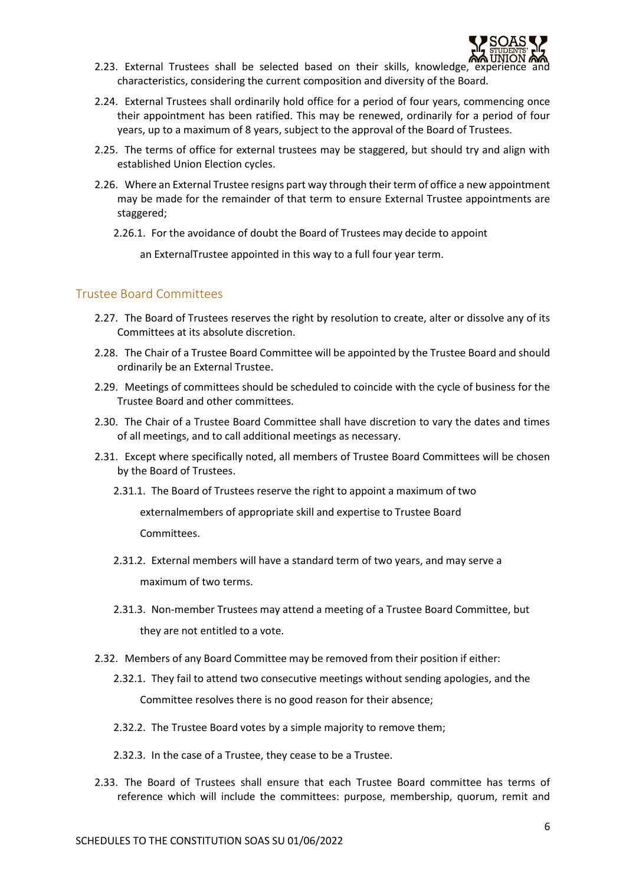2.23. External Trustees shall be selected based on their skills, knowledge, experience and characteristics, considering the current composition and diversity of the Board.

2.24. External Trustees shall ordinarily hold office for a period of four years, commencing once their appointment has been ratified. This may be renewed, ordinarily for a period of four years, up to a maximum of 8 years, subject to the approval of the Board of Trustees.

2.25. The terms of office for external trustees may be staggered, but should try and align with established Union Election cycles.

2.26. Where an External Trustee resigns part way through their term of office a new appointment may be made for the remainder of that term to ensure External Trustee appointments are staggered;

2.26.1. For the avoidance of doubt the Board of Trustees may decide to appoint an ExternalTrustee appointed in this way to a full four year term.

## Trustee Board Committees

2.27. The Board of Trustees reserves the right by resolution to create, alter or dissolve any of its Committees at its absolute discretion.

2.28. The Chair of a Trustee Board Committee will be appointed by the Trustee Board and should ordinarily be an External Trustee.

2.29. Meetings of committees should be scheduled to coincide with the cycle of business for the Trustee Board and other committees.

2.30. The Chair of a Trustee Board Committee shall have discretion to vary the dates and times of all meetings, and to call additional meetings as necessary.

2.31. Except where specifically noted, all members of Trustee Board Committees will be chosen by the Board of Trustees.

2.31.1. The Board of Trustees reserve the right to appoint a maximum of two externalmembers of appropriate skill and expertise to Trustee Board Committees.

2.31.2. External members will have a standard term of two years, and may serve a maximum of two terms.

2.31.3. Non-member Trustees may attend a meeting of a Trustee Board Committee, but they are not entitled to a vote.

2.32. Members of any Board Committee may be removed from their position if either:

2.32.1. They fail to attend two consecutive meetings without sending apologies, and the Committee resolves there is no good reason for their absence;

2.32.2. The Trustee Board votes by a simple majority to remove them;

2.32.3. In the case of a Trustee, they cease to be a Trustee.

2.33. The Board of Trustees shall ensure that each Trustee Board committee has terms of reference which will include the committees: purpose, membership, quorum, remit and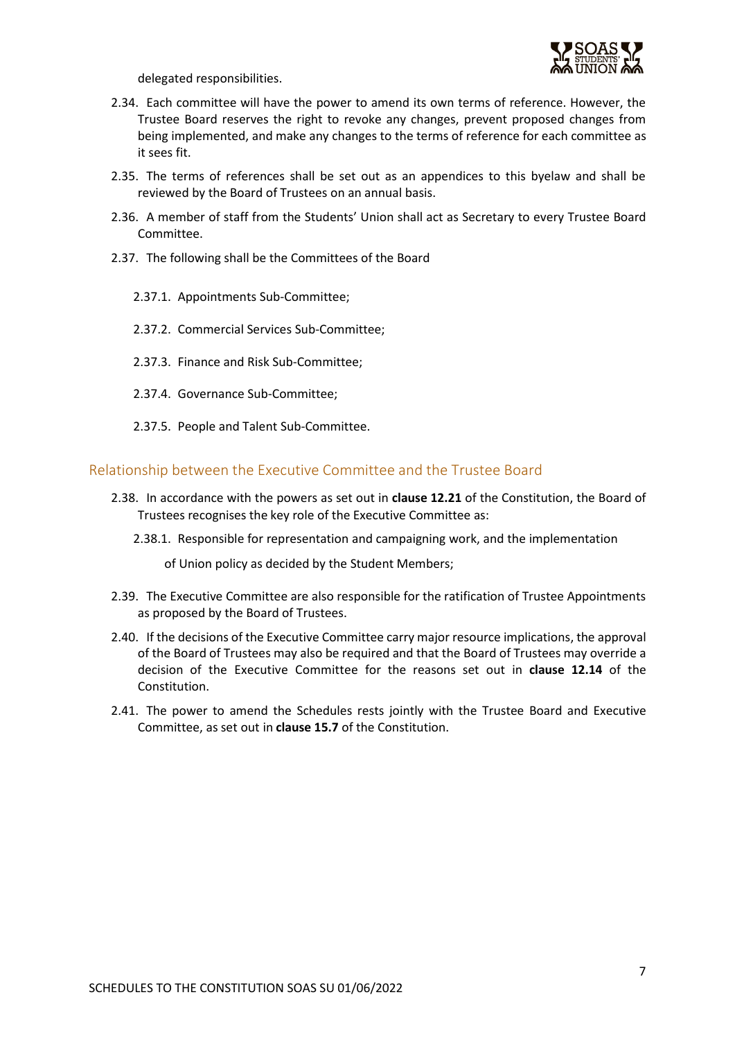delegated responsibilities.

2.34. Each committee will have the power to amend its own terms of reference. However, the Trustee Board reserves the right to revoke any changes, prevent proposed changes from being implemented, and make any changes to the terms of reference for each committee as it sees fit.

2.35. The terms of references shall be set out as an appendices to this byelaw and shall be reviewed by the Board of Trustees on an annual basis.

2.36. A member of staff from the Students' Union shall act as Secretary to every Trustee Board Committee.

2.37. The following shall be the Committees of the Board

- 2.37.1. Appointments Sub-Committee;
- 2.37.2. Commercial Services Sub-Committee;
- 2.37.3. Finance and Risk Sub-Committee;
- 2.37.4. Governance Sub-Committee;
- 2.37.5. People and Talent Sub-Committee.

## Relationship between the Executive Committee and the Trustee Board

2.38. In accordance with the powers as set out in **clause 12.21** of the Constitution, the Board of Trustees recognises the key role of the Executive Committee as:

- 2.38.1. Responsible for representation and campaigning work, and the implementation of Union policy as decided by the Student Members;

2.39. The Executive Committee are also responsible for the ratification of Trustee Appointments as proposed by the Board of Trustees.

2.40. If the decisions of the Executive Committee carry major resource implications, the approval of the Board of Trustees may also be required and that the Board of Trustees may override a decision of the Executive Committee for the reasons set out in **clause 12.14** of the Constitution.

2.41. The power to amend the Schedules rests jointly with the Trustee Board and Executive Committee, as set out in **clause 15.7** of the Constitution.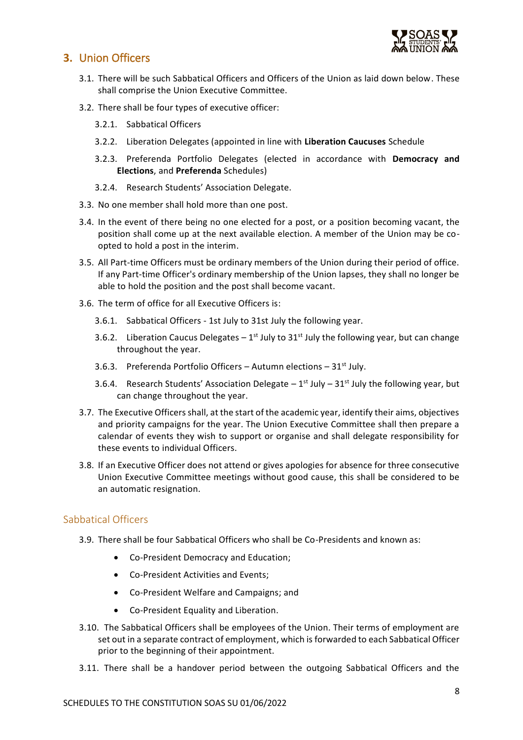## 3. Union Officers

3.1. There will be such Sabbatical Officers and Officers of the Union as laid down below. These shall comprise the Union Executive Committee.

3.2. There shall be four types of executive officer:

3.2.1. Sabbatical Officers

3.2.2. Liberation Delegates (appointed in line with **Liberation Caucuses** Schedule

3.2.3. Preferenda Portfolio Delegates (elected in accordance with **Democracy and Elections**, and **Preferenda** Schedules)

3.2.4. Research Students' Association Delegate.

3.3. No one member shall hold more than one post.

3.4. In the event of there being no one elected for a post, or a position becoming vacant, the position shall come up at the next available election. A member of the Union may be co-opted to hold a post in the interim.

3.5. All Part-time Officers must be ordinary members of the Union during their period of office. If any Part-time Officer's ordinary membership of the Union lapses, they shall no longer be able to hold the position and the post shall become vacant.

3.6. The term of office for all Executive Officers is:

3.6.1. Sabbatical Officers - 1st July to 31st July the following year.

3.6.2. Liberation Caucus Delegates – 1st July to 31st July the following year, but can change throughout the year.

3.6.3. Preferenda Portfolio Officers – Autumn elections – 31st July.

3.6.4. Research Students' Association Delegate – 1st July – 31st July the following year, but can change throughout the year.

3.7. The Executive Officers shall, at the start of the academic year, identify their aims, objectives and priority campaigns for the year. The Union Executive Committee shall then prepare a calendar of events they wish to support or organise and shall delegate responsibility for these events to individual Officers.

3.8. If an Executive Officer does not attend or gives apologies for absence for three consecutive Union Executive Committee meetings without good cause, this shall be considered to be an automatic resignation.

### Sabbatical Officers

3.9. There shall be four Sabbatical Officers who shall be Co-Presidents and known as:

- Co-President Democracy and Education;
- Co-President Activities and Events;
- Co-President Welfare and Campaigns; and
- Co-President Equality and Liberation.

3.10. The Sabbatical Officers shall be employees of the Union. Their terms of employment are set out in a separate contract of employment, which is forwarded to each Sabbatical Officer prior to the beginning of their appointment.

3.11. There shall be a handover period between the outgoing Sabbatical Officers and the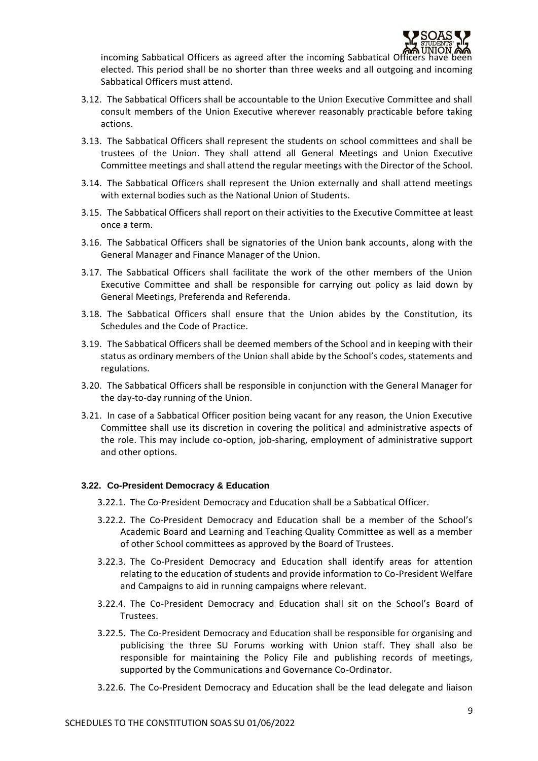incoming Sabbatical Officers as agreed after the incoming Sabbatical Officers have been elected. This period shall be no shorter than three weeks and all outgoing and incoming Sabbatical Officers must attend.

3.12. The Sabbatical Officers shall be accountable to the Union Executive Committee and shall consult members of the Union Executive wherever reasonably practicable before taking actions.

3.13. The Sabbatical Officers shall represent the students on school committees and shall be trustees of the Union. They shall attend all General Meetings and Union Executive Committee meetings and shall attend the regular meetings with the Director of the School.

3.14. The Sabbatical Officers shall represent the Union externally and shall attend meetings with external bodies such as the National Union of Students.

3.15. The Sabbatical Officers shall report on their activities to the Executive Committee at least once a term.

3.16. The Sabbatical Officers shall be signatories of the Union bank accounts, along with the General Manager and Finance Manager of the Union.

3.17. The Sabbatical Officers shall facilitate the work of the other members of the Union Executive Committee and shall be responsible for carrying out policy as laid down by General Meetings, Preferenda and Referenda.

3.18. The Sabbatical Officers shall ensure that the Union abides by the Constitution, its Schedules and the Code of Practice.

3.19. The Sabbatical Officers shall be deemed members of the School and in keeping with their status as ordinary members of the Union shall abide by the School's codes, statements and regulations.

3.20. The Sabbatical Officers shall be responsible in conjunction with the General Manager for the day-to-day running of the Union.

3.21. In case of a Sabbatical Officer position being vacant for any reason, the Union Executive Committee shall use its discretion in covering the political and administrative aspects of the role. This may include co-option, job-sharing, employment of administrative support and other options.

### 3.22. Co-President Democracy & Education

3.22.1. The Co-President Democracy and Education shall be a Sabbatical Officer.

3.22.2. The Co-President Democracy and Education shall be a member of the School's Academic Board and Learning and Teaching Quality Committee as well as a member of other School committees as approved by the Board of Trustees.

3.22.3. The Co-President Democracy and Education shall identify areas for attention relating to the education of students and provide information to Co-President Welfare and Campaigns to aid in running campaigns where relevant.

3.22.4. The Co-President Democracy and Education shall sit on the School's Board of Trustees.

3.22.5. The Co-President Democracy and Education shall be responsible for organising and publicising the three SU Forums working with Union staff. They shall also be responsible for maintaining the Policy File and publishing records of meetings, supported by the Communications and Governance Co-Ordinator.

3.22.6. The Co-President Democracy and Education shall be the lead delegate and liaison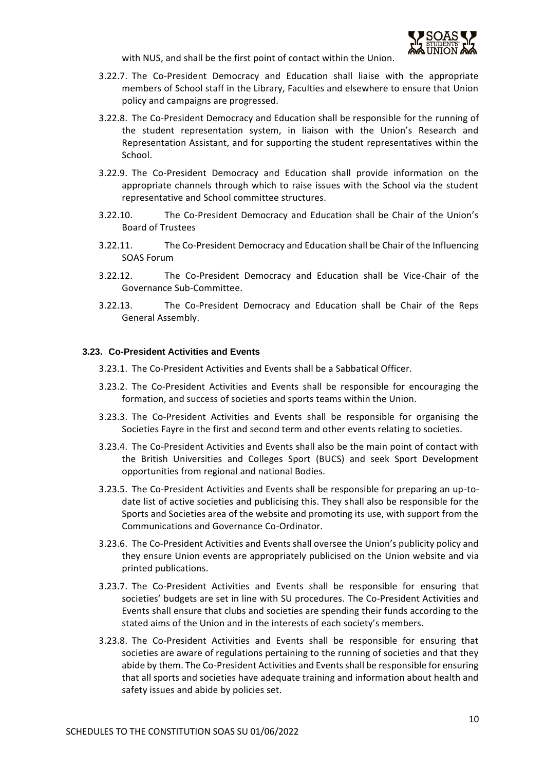with NUS, and shall be the first point of contact within the Union.

3.22.7. The Co-President Democracy and Education shall liaise with the appropriate members of School staff in the Library, Faculties and elsewhere to ensure that Union policy and campaigns are progressed.

3.22.8. The Co-President Democracy and Education shall be responsible for the running of the student representation system, in liaison with the Union's Research and Representation Assistant, and for supporting the student representatives within the School.

3.22.9. The Co-President Democracy and Education shall provide information on the appropriate channels through which to raise issues with the School via the student representative and School committee structures.

3.22.10. The Co-President Democracy and Education shall be Chair of the Union's Board of Trustees

3.22.11. The Co-President Democracy and Education shall be Chair of the Influencing SOAS Forum

3.22.12. The Co-President Democracy and Education shall be Vice-Chair of the Governance Sub-Committee.

3.22.13. The Co-President Democracy and Education shall be Chair of the Reps General Assembly.

### 3.23. Co-President Activities and Events

3.23.1. The Co-President Activities and Events shall be a Sabbatical Officer.

3.23.2. The Co-President Activities and Events shall be responsible for encouraging the formation, and success of societies and sports teams within the Union.

3.23.3. The Co-President Activities and Events shall be responsible for organising the Societies Fayre in the first and second term and other events relating to societies.

3.23.4. The Co-President Activities and Events shall also be the main point of contact with the British Universities and Colleges Sport (BUCS) and seek Sport Development opportunities from regional and national Bodies.

3.23.5. The Co-President Activities and Events shall be responsible for preparing an up-to-date list of active societies and publicising this. They shall also be responsible for the Sports and Societies area of the website and promoting its use, with support from the Communications and Governance Co-Ordinator.

3.23.6. The Co-President Activities and Events shall oversee the Union's publicity policy and they ensure Union events are appropriately publicised on the Union website and via printed publications.

3.23.7. The Co-President Activities and Events shall be responsible for ensuring that societies' budgets are set in line with SU procedures. The Co-President Activities and Events shall ensure that clubs and societies are spending their funds according to the stated aims of the Union and in the interests of each society's members.

3.23.8. The Co-President Activities and Events shall be responsible for ensuring that societies are aware of regulations pertaining to the running of societies and that they abide by them. The Co-President Activities and Events shall be responsible for ensuring that all sports and societies have adequate training and information about health and safety issues and abide by policies set.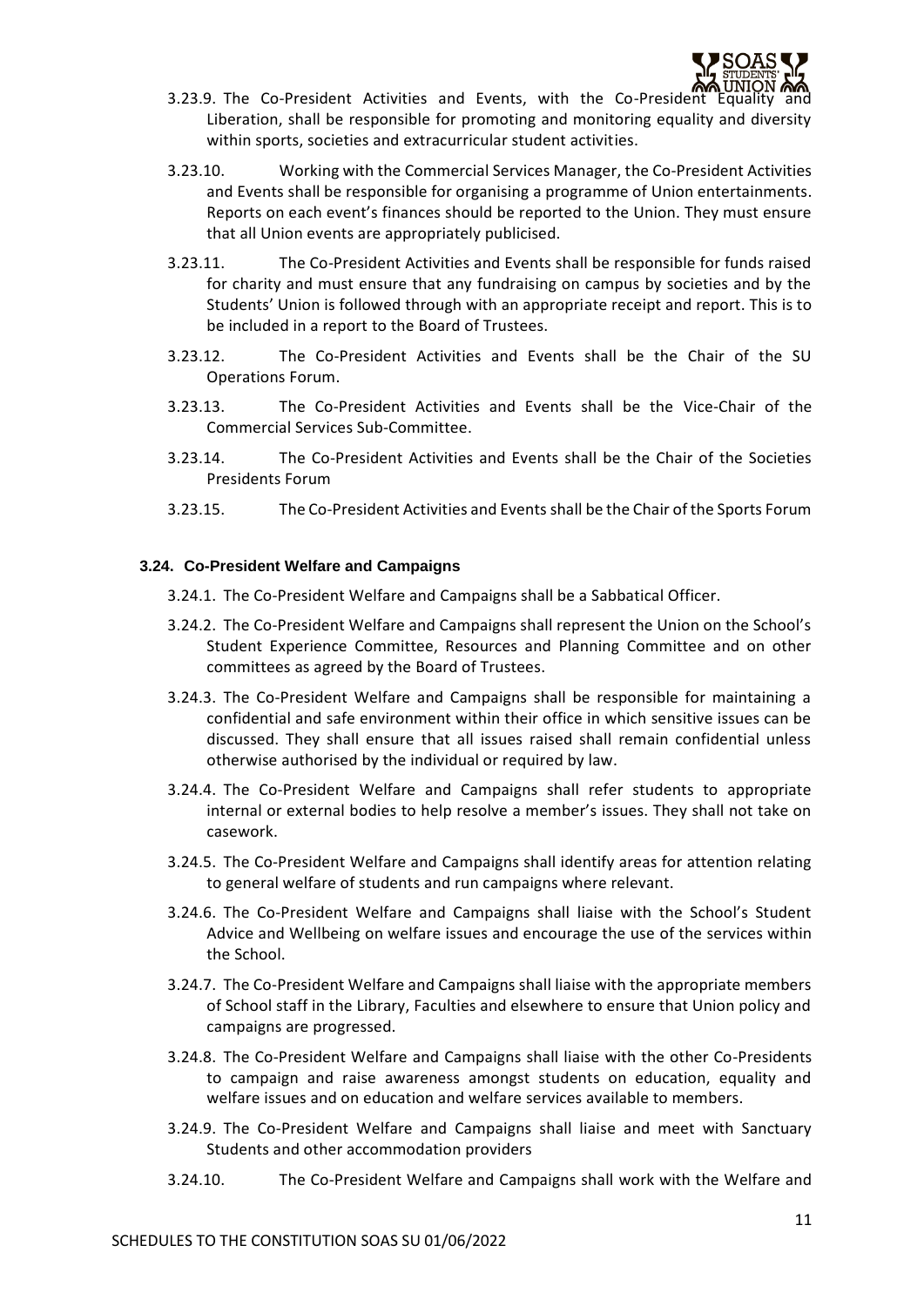3.23.9. The Co-President Activities and Events, with the Co-President Equality and Liberation, shall be responsible for promoting and monitoring equality and diversity within sports, societies and extracurricular student activities.

3.23.10. Working with the Commercial Services Manager, the Co-President Activities and Events shall be responsible for organising a programme of Union entertainments. Reports on each event's finances should be reported to the Union. They must ensure that all Union events are appropriately publicised.

3.23.11. The Co-President Activities and Events shall be responsible for funds raised for charity and must ensure that any fundraising on campus by societies and by the Students' Union is followed through with an appropriate receipt and report. This is to be included in a report to the Board of Trustees.

3.23.12. The Co-President Activities and Events shall be the Chair of the SU Operations Forum.

3.23.13. The Co-President Activities and Events shall be the Vice-Chair of the Commercial Services Sub-Committee.

3.23.14. The Co-President Activities and Events shall be the Chair of the Societies Presidents Forum

3.23.15. The Co-President Activities and Events shall be the Chair of the Sports Forum

### 3.24. Co-President Welfare and Campaigns

3.24.1. The Co-President Welfare and Campaigns shall be a Sabbatical Officer.

3.24.2. The Co-President Welfare and Campaigns shall represent the Union on the School's Student Experience Committee, Resources and Planning Committee and on other committees as agreed by the Board of Trustees.

3.24.3. The Co-President Welfare and Campaigns shall be responsible for maintaining a confidential and safe environment within their office in which sensitive issues can be discussed. They shall ensure that all issues raised shall remain confidential unless otherwise authorised by the individual or required by law.

3.24.4. The Co-President Welfare and Campaigns shall refer students to appropriate internal or external bodies to help resolve a member's issues. They shall not take on casework.

3.24.5. The Co-President Welfare and Campaigns shall identify areas for attention relating to general welfare of students and run campaigns where relevant.

3.24.6. The Co-President Welfare and Campaigns shall liaise with the School's Student Advice and Wellbeing on welfare issues and encourage the use of the services within the School.

3.24.7. The Co-President Welfare and Campaigns shall liaise with the appropriate members of School staff in the Library, Faculties and elsewhere to ensure that Union policy and campaigns are progressed.

3.24.8. The Co-President Welfare and Campaigns shall liaise with the other Co-Presidents to campaign and raise awareness amongst students on education, equality and welfare issues and on education and welfare services available to members.

3.24.9. The Co-President Welfare and Campaigns shall liaise and meet with Sanctuary Students and other accommodation providers

3.24.10. The Co-President Welfare and Campaigns shall work with the Welfare and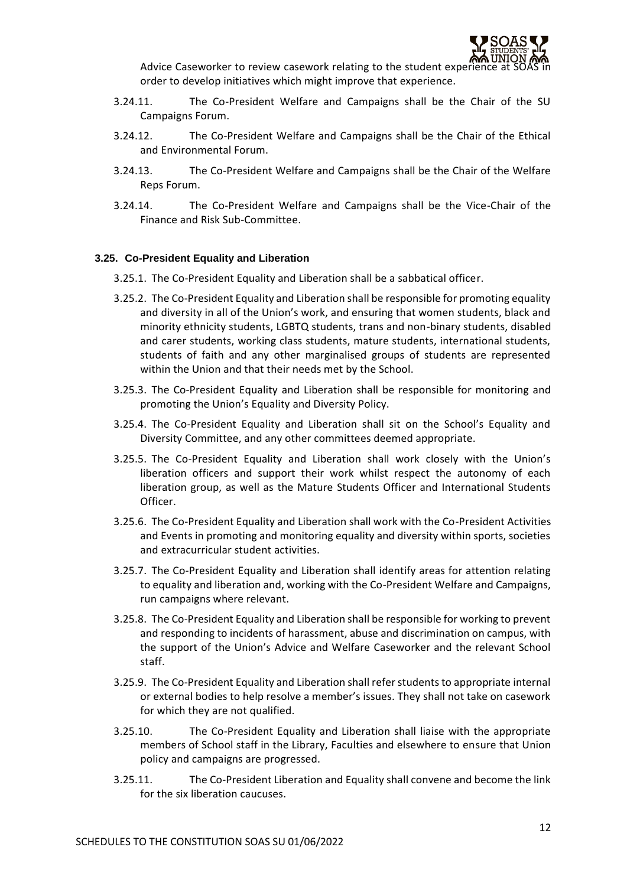Advice Caseworker to review casework relating to the student experience at SOAS in order to develop initiatives which might improve that experience.

3.24.11. The Co-President Welfare and Campaigns shall be the Chair of the SU Campaigns Forum.

3.24.12. The Co-President Welfare and Campaigns shall be the Chair of the Ethical and Environmental Forum.

3.24.13. The Co-President Welfare and Campaigns shall be the Chair of the Welfare Reps Forum.

3.24.14. The Co-President Welfare and Campaigns shall be the Vice-Chair of the Finance and Risk Sub-Committee.

### 3.25. Co-President Equality and Liberation

3.25.1. The Co-President Equality and Liberation shall be a sabbatical officer.

3.25.2. The Co-President Equality and Liberation shall be responsible for promoting equality and diversity in all of the Union's work, and ensuring that women students, black and minority ethnicity students, LGBTQ students, trans and non-binary students, disabled and carer students, working class students, mature students, international students, students of faith and any other marginalised groups of students are represented within the Union and that their needs met by the School.

3.25.3. The Co-President Equality and Liberation shall be responsible for monitoring and promoting the Union's Equality and Diversity Policy.

3.25.4. The Co-President Equality and Liberation shall sit on the School's Equality and Diversity Committee, and any other committees deemed appropriate.

3.25.5. The Co-President Equality and Liberation shall work closely with the Union's liberation officers and support their work whilst respect the autonomy of each liberation group, as well as the Mature Students Officer and International Students Officer.

3.25.6. The Co-President Equality and Liberation shall work with the Co-President Activities and Events in promoting and monitoring equality and diversity within sports, societies and extracurricular student activities.

3.25.7. The Co-President Equality and Liberation shall identify areas for attention relating to equality and liberation and, working with the Co-President Welfare and Campaigns, run campaigns where relevant.

3.25.8. The Co-President Equality and Liberation shall be responsible for working to prevent and responding to incidents of harassment, abuse and discrimination on campus, with the support of the Union's Advice and Welfare Caseworker and the relevant School staff.

3.25.9. The Co-President Equality and Liberation shall refer students to appropriate internal or external bodies to help resolve a member's issues. They shall not take on casework for which they are not qualified.

3.25.10. The Co-President Equality and Liberation shall liaise with the appropriate members of School staff in the Library, Faculties and elsewhere to ensure that Union policy and campaigns are progressed.

3.25.11. The Co-President Liberation and Equality shall convene and become the link for the six liberation caucuses.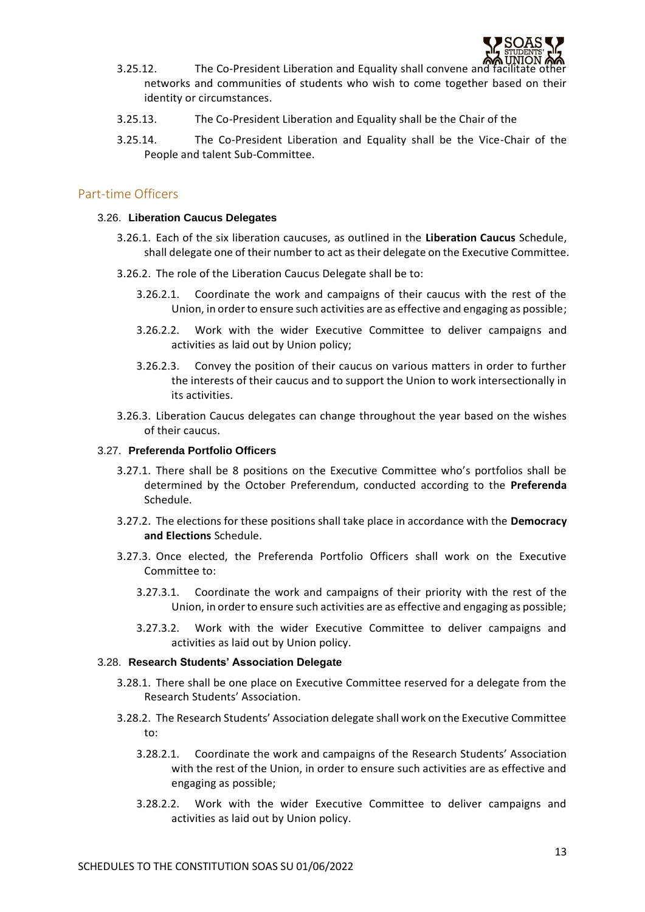3.25.12. The Co-President Liberation and Equality shall convene and facilitate other networks and communities of students who wish to come together based on their identity or circumstances.

3.25.13. The Co-President Liberation and Equality shall be the Chair of the

3.25.14. The Co-President Liberation and Equality shall be the Vice-Chair of the People and talent Sub-Committee.

## Part-time Officers

### 3.26. Liberation Caucus Delegates

3.26.1. Each of the six liberation caucuses, as outlined in the **Liberation Caucus** Schedule, shall delegate one of their number to act as their delegate on the Executive Committee.

3.26.2. The role of the Liberation Caucus Delegate shall be to:

3.26.2.1. Coordinate the work and campaigns of their caucus with the rest of the Union, in order to ensure such activities are as effective and engaging as possible;

3.26.2.2. Work with the wider Executive Committee to deliver campaigns and activities as laid out by Union policy;

3.26.2.3. Convey the position of their caucus on various matters in order to further the interests of their caucus and to support the Union to work intersectionally in its activities.

3.26.3. Liberation Caucus delegates can change throughout the year based on the wishes of their caucus.

### 3.27. Preferenda Portfolio Officers

3.27.1. There shall be 8 positions on the Executive Committee who's portfolios shall be determined by the October Preferendum, conducted according to the **Preferenda** Schedule.

3.27.2. The elections for these positions shall take place in accordance with the **Democracy and Elections** Schedule.

3.27.3. Once elected, the Preferenda Portfolio Officers shall work on the Executive Committee to:

3.27.3.1. Coordinate the work and campaigns of their priority with the rest of the Union, in order to ensure such activities are as effective and engaging as possible;

3.27.3.2. Work with the wider Executive Committee to deliver campaigns and activities as laid out by Union policy.

### 3.28. Research Students' Association Delegate

3.28.1. There shall be one place on Executive Committee reserved for a delegate from the Research Students' Association.

3.28.2. The Research Students' Association delegate shall work on the Executive Committee to:

3.28.2.1. Coordinate the work and campaigns of the Research Students' Association with the rest of the Union, in order to ensure such activities are as effective and engaging as possible;

3.28.2.2. Work with the wider Executive Committee to deliver campaigns and activities as laid out by Union policy.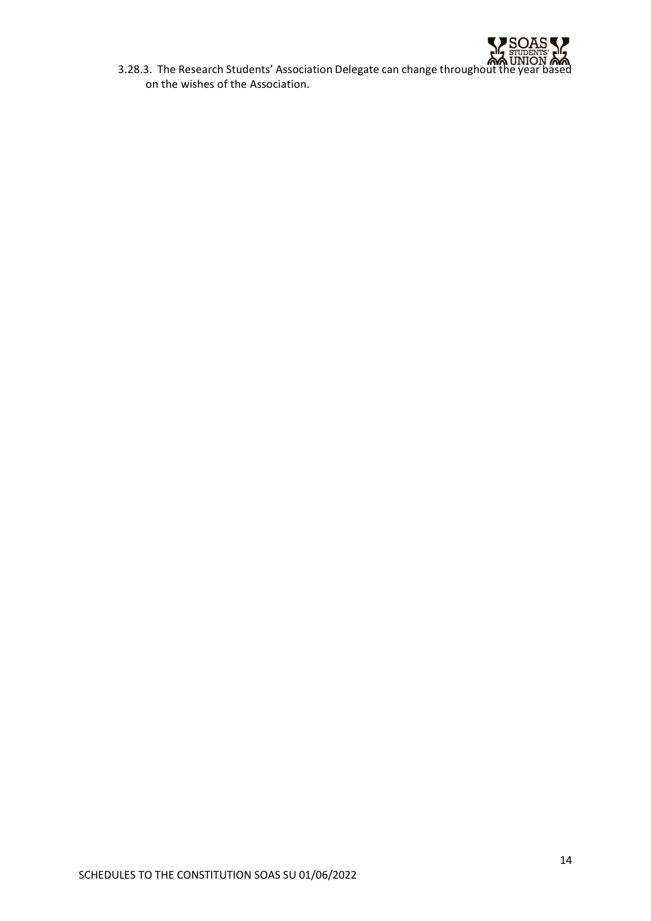3.28.3. The Research Students' Association Delegate can change throughout the year based on the wishes of the Association.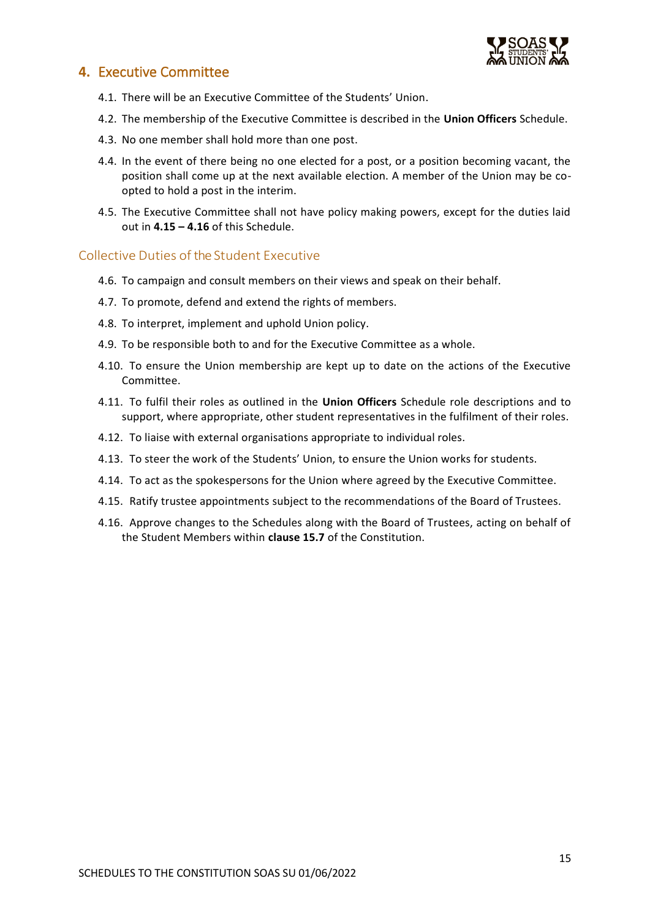## 4. Executive Committee

4.1. There will be an Executive Committee of the Students' Union.

4.2. The membership of the Executive Committee is described in the **Union Officers** Schedule.

4.3. No one member shall hold more than one post.

4.4. In the event of there being no one elected for a post, or a position becoming vacant, the position shall come up at the next available election. A member of the Union may be co-opted to hold a post in the interim.

4.5. The Executive Committee shall not have policy making powers, except for the duties laid out in **4.15 – 4.16** of this Schedule.

### Collective Duties of the Student Executive

4.6. To campaign and consult members on their views and speak on their behalf.

4.7. To promote, defend and extend the rights of members.

4.8. To interpret, implement and uphold Union policy.

4.9. To be responsible both to and for the Executive Committee as a whole.

4.10. To ensure the Union membership are kept up to date on the actions of the Executive Committee.

4.11. To fulfil their roles as outlined in the **Union Officers** Schedule role descriptions and to support, where appropriate, other student representatives in the fulfilment of their roles.

4.12. To liaise with external organisations appropriate to individual roles.

4.13. To steer the work of the Students' Union, to ensure the Union works for students.

4.14. To act as the spokespersons for the Union where agreed by the Executive Committee.

4.15. Ratify trustee appointments subject to the recommendations of the Board of Trustees.

4.16. Approve changes to the Schedules along with the Board of Trustees, acting on behalf of the Student Members within **clause 15.7** of the Constitution.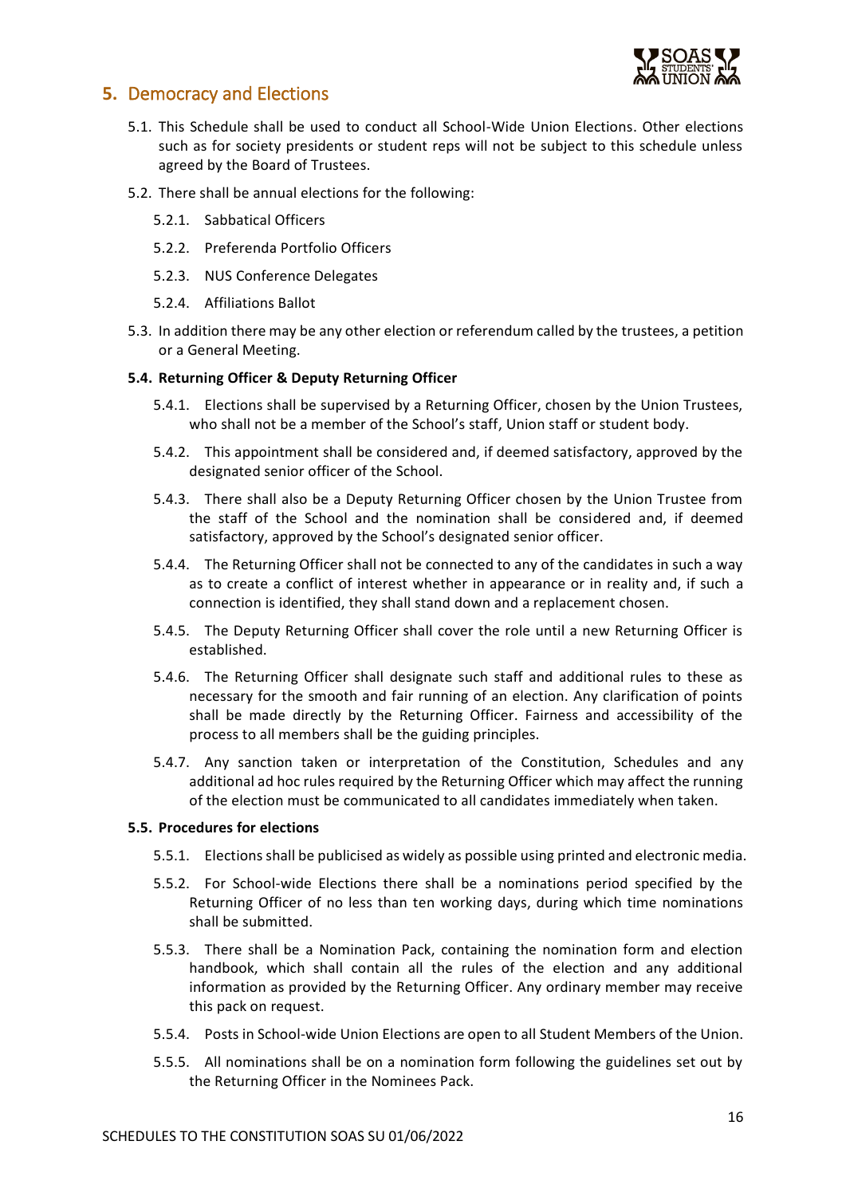## 5. Democracy and Elections

5.1. This Schedule shall be used to conduct all School-Wide Union Elections. Other elections such as for society presidents or student reps will not be subject to this schedule unless agreed by the Board of Trustees.

5.2. There shall be annual elections for the following:

5.2.1. Sabbatical Officers

5.2.2. Preferenda Portfolio Officers

5.2.3. NUS Conference Delegates

5.2.4. Affiliations Ballot

5.3. In addition there may be any other election or referendum called by the trustees, a petition or a General Meeting.

**5.4. Returning Officer & Deputy Returning Officer**

5.4.1. Elections shall be supervised by a Returning Officer, chosen by the Union Trustees, who shall not be a member of the School's staff, Union staff or student body.

5.4.2. This appointment shall be considered and, if deemed satisfactory, approved by the designated senior officer of the School.

5.4.3. There shall also be a Deputy Returning Officer chosen by the Union Trustee from the staff of the School and the nomination shall be considered and, if deemed satisfactory, approved by the School's designated senior officer.

5.4.4. The Returning Officer shall not be connected to any of the candidates in such a way as to create a conflict of interest whether in appearance or in reality and, if such a connection is identified, they shall stand down and a replacement chosen.

5.4.5. The Deputy Returning Officer shall cover the role until a new Returning Officer is established.

5.4.6. The Returning Officer shall designate such staff and additional rules to these as necessary for the smooth and fair running of an election. Any clarification of points shall be made directly by the Returning Officer. Fairness and accessibility of the process to all members shall be the guiding principles.

5.4.7. Any sanction taken or interpretation of the Constitution, Schedules and any additional ad hoc rules required by the Returning Officer which may affect the running of the election must be communicated to all candidates immediately when taken.

**5.5. Procedures for elections**

5.5.1. Elections shall be publicised as widely as possible using printed and electronic media.

5.5.2. For School-wide Elections there shall be a nominations period specified by the Returning Officer of no less than ten working days, during which time nominations shall be submitted.

5.5.3. There shall be a Nomination Pack, containing the nomination form and election handbook, which shall contain all the rules of the election and any additional information as provided by the Returning Officer. Any ordinary member may receive this pack on request.

5.5.4. Posts in School-wide Union Elections are open to all Student Members of the Union.

5.5.5. All nominations shall be on a nomination form following the guidelines set out by the Returning Officer in the Nominees Pack.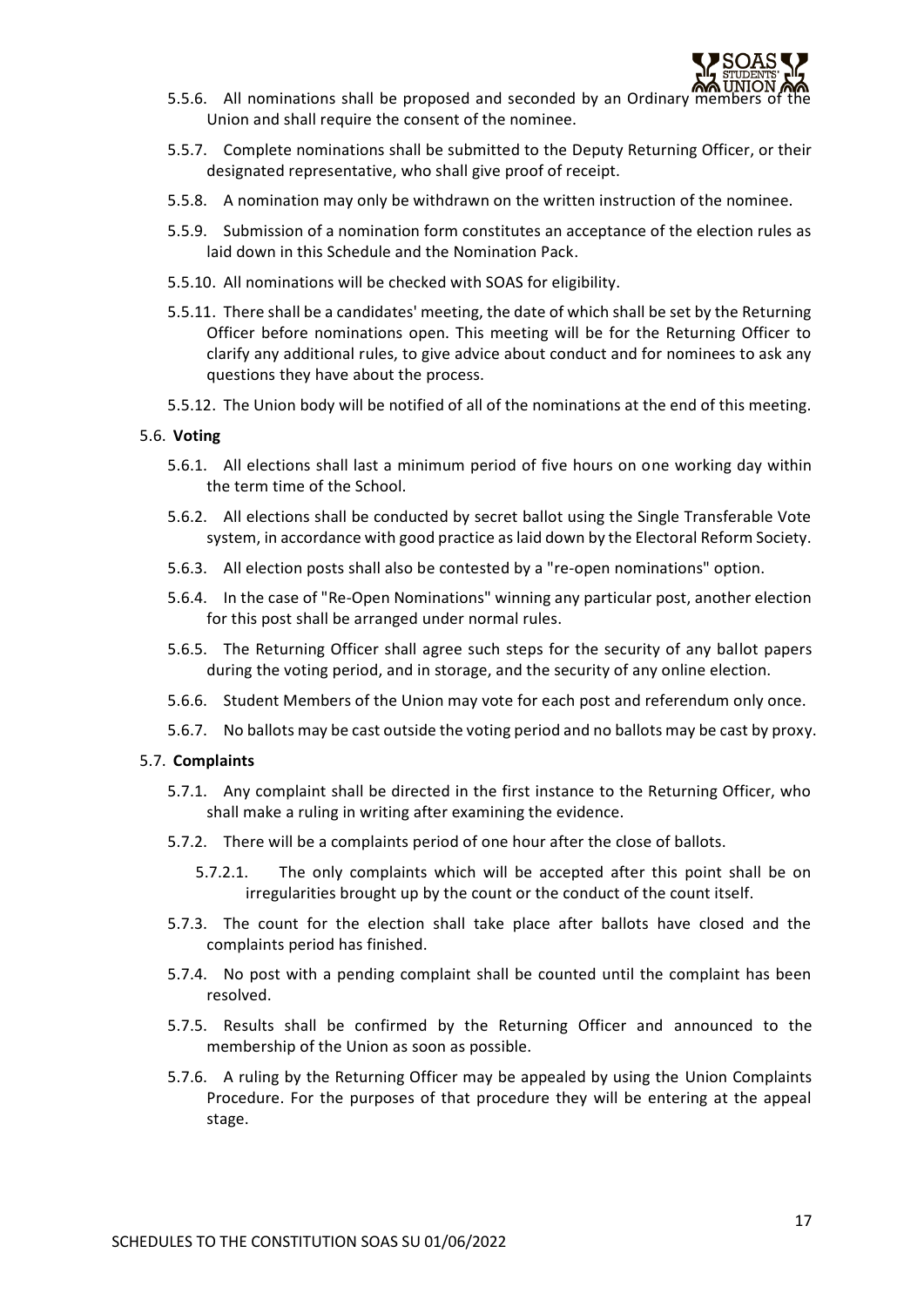5.5.6. All nominations shall be proposed and seconded by an Ordinary members of the Union and shall require the consent of the nominee.

5.5.7. Complete nominations shall be submitted to the Deputy Returning Officer, or their designated representative, who shall give proof of receipt.

5.5.8. A nomination may only be withdrawn on the written instruction of the nominee.

5.5.9. Submission of a nomination form constitutes an acceptance of the election rules as laid down in this Schedule and the Nomination Pack.

5.5.10. All nominations will be checked with SOAS for eligibility.

5.5.11. There shall be a candidates' meeting, the date of which shall be set by the Returning Officer before nominations open. This meeting will be for the Returning Officer to clarify any additional rules, to give advice about conduct and for nominees to ask any questions they have about the process.

5.5.12. The Union body will be notified of all of the nominations at the end of this meeting.

5.6. **Voting**

5.6.1. All elections shall last a minimum period of five hours on one working day within the term time of the School.

5.6.2. All elections shall be conducted by secret ballot using the Single Transferable Vote system, in accordance with good practice as laid down by the Electoral Reform Society.

5.6.3. All election posts shall also be contested by a "re-open nominations" option.

5.6.4. In the case of "Re-Open Nominations" winning any particular post, another election for this post shall be arranged under normal rules.

5.6.5. The Returning Officer shall agree such steps for the security of any ballot papers during the voting period, and in storage, and the security of any online election.

5.6.6. Student Members of the Union may vote for each post and referendum only once.

5.6.7. No ballots may be cast outside the voting period and no ballots may be cast by proxy.

5.7. **Complaints**

5.7.1. Any complaint shall be directed in the first instance to the Returning Officer, who shall make a ruling in writing after examining the evidence.

5.7.2. There will be a complaints period of one hour after the close of ballots.

5.7.2.1. The only complaints which will be accepted after this point shall be on irregularities brought up by the count or the conduct of the count itself.

5.7.3. The count for the election shall take place after ballots have closed and the complaints period has finished.

5.7.4. No post with a pending complaint shall be counted until the complaint has been resolved.

5.7.5. Results shall be confirmed by the Returning Officer and announced to the membership of the Union as soon as possible.

5.7.6. A ruling by the Returning Officer may be appealed by using the Union Complaints Procedure. For the purposes of that procedure they will be entering at the appeal stage.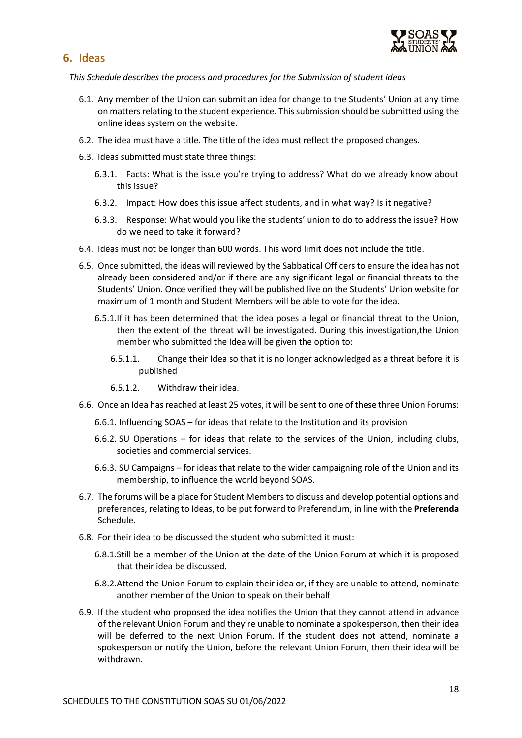## 6. Ideas

*This Schedule describes the process and procedures for the Submission of student ideas*

6.1. Any member of the Union can submit an idea for change to the Students' Union at any time on matters relating to the student experience. This submission should be submitted using the online ideas system on the website.

6.2. The idea must have a title. The title of the idea must reflect the proposed changes.

6.3. Ideas submitted must state three things:

6.3.1. Facts: What is the issue you're trying to address? What do we already know about this issue?

6.3.2. Impact: How does this issue affect students, and in what way? Is it negative?

6.3.3. Response: What would you like the students' union to do to address the issue? How do we need to take it forward?

6.4. Ideas must not be longer than 600 words. This word limit does not include the title.

6.5. Once submitted, the ideas will reviewed by the Sabbatical Officers to ensure the idea has not already been considered and/or if there are any significant legal or financial threats to the Students' Union. Once verified they will be published live on the Students' Union website for maximum of 1 month and Student Members will be able to vote for the idea.

6.5.1. If it has been determined that the idea poses a legal or financial threat to the Union, then the extent of the threat will be investigated. During this investigation,the Union member who submitted the Idea will be given the option to:

6.5.1.1. Change their Idea so that it is no longer acknowledged as a threat before it is published

6.5.1.2. Withdraw their idea.

6.6. Once an Idea has reached at least 25 votes, it will be sent to one of these three Union Forums:

6.6.1. Influencing SOAS – for ideas that relate to the Institution and its provision

6.6.2. SU Operations – for ideas that relate to the services of the Union, including clubs, societies and commercial services.

6.6.3. SU Campaigns – for ideas that relate to the wider campaigning role of the Union and its membership, to influence the world beyond SOAS.

6.7. The forums will be a place for Student Members to discuss and develop potential options and preferences, relating to Ideas, to be put forward to Preferendum, in line with the **Preferenda** Schedule.

6.8. For their idea to be discussed the student who submitted it must:

6.8.1. Still be a member of the Union at the date of the Union Forum at which it is proposed that their idea be discussed.

6.8.2. Attend the Union Forum to explain their idea or, if they are unable to attend, nominate another member of the Union to speak on their behalf

6.9. If the student who proposed the idea notifies the Union that they cannot attend in advance of the relevant Union Forum and they're unable to nominate a spokesperson, then their idea will be deferred to the next Union Forum. If the student does not attend, nominate a spokesperson or notify the Union, before the relevant Union Forum, then their idea will be withdrawn.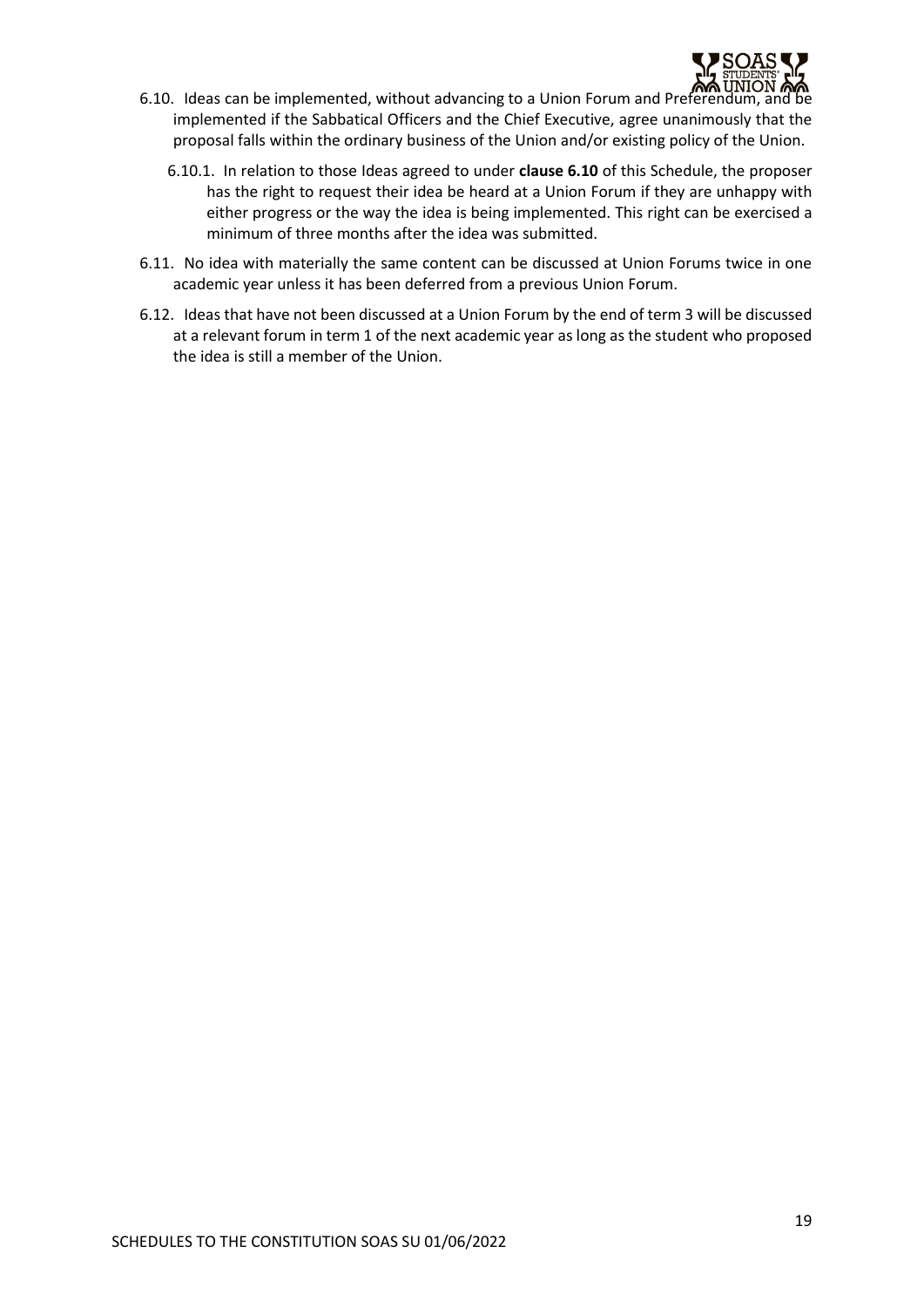6.10. Ideas can be implemented, without advancing to a Union Forum and Preferendum, and be implemented if the Sabbatical Officers and the Chief Executive, agree unanimously that the proposal falls within the ordinary business of the Union and/or existing policy of the Union.

6.10.1. In relation to those Ideas agreed to under **clause 6.10** of this Schedule, the proposer has the right to request their idea be heard at a Union Forum if they are unhappy with either progress or the way the idea is being implemented. This right can be exercised a minimum of three months after the idea was submitted.

6.11. No idea with materially the same content can be discussed at Union Forums twice in one academic year unless it has been deferred from a previous Union Forum.

6.12. Ideas that have not been discussed at a Union Forum by the end of term 3 will be discussed at a relevant forum in term 1 of the next academic year as long as the student who proposed the idea is still a member of the Union.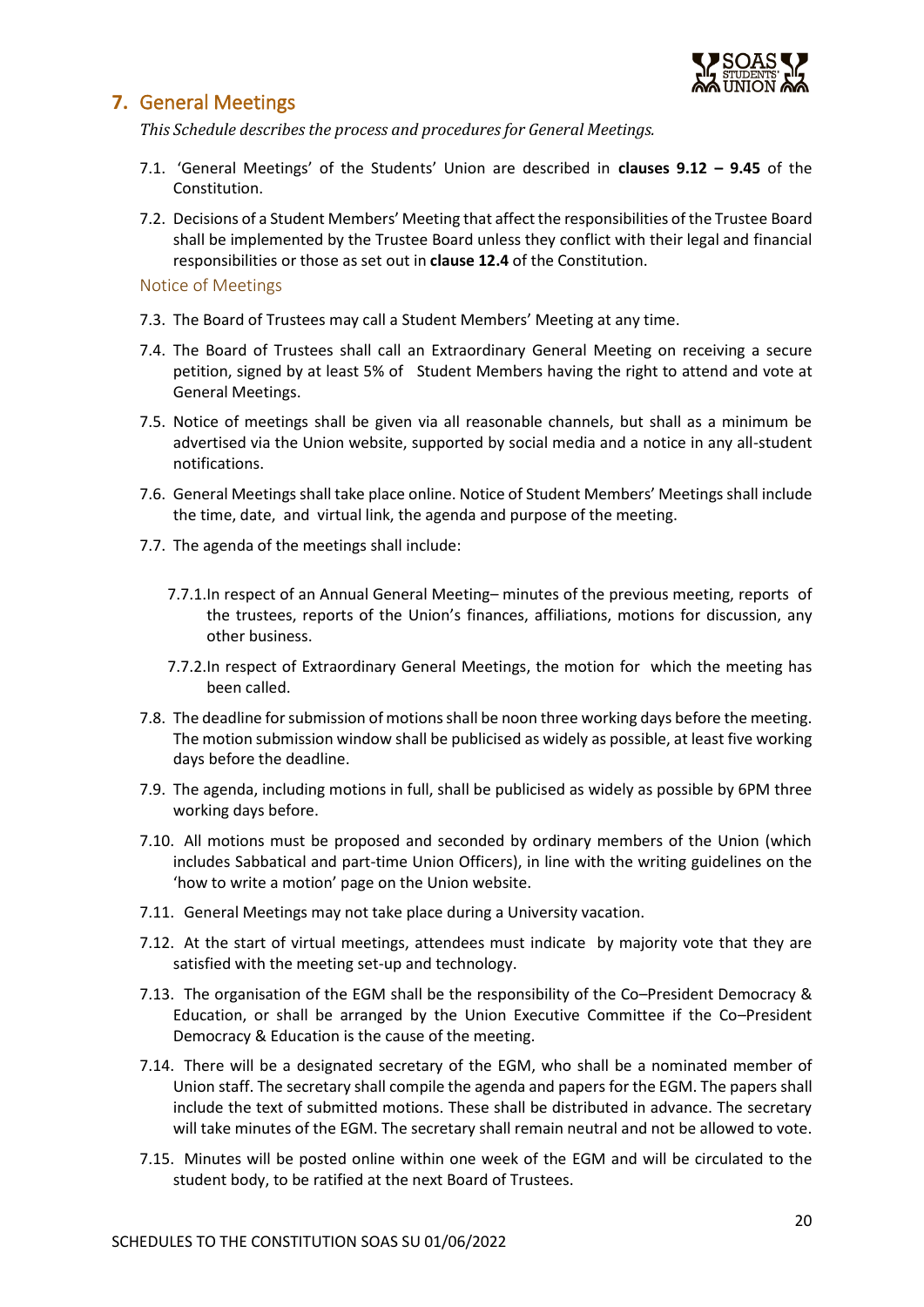## 7. General Meetings

*This Schedule describes the process and procedures for General Meetings.*

7.1. 'General Meetings' of the Students' Union are described in **clauses 9.12 – 9.45** of the Constitution.

7.2. Decisions of a Student Members' Meeting that affect the responsibilities of the Trustee Board shall be implemented by the Trustee Board unless they conflict with their legal and financial responsibilities or those as set out in **clause 12.4** of the Constitution.

### Notice of Meetings

7.3. The Board of Trustees may call a Student Members' Meeting at any time.

7.4. The Board of Trustees shall call an Extraordinary General Meeting on receiving a secure petition, signed by at least 5% of Student Members having the right to attend and vote at General Meetings.

7.5. Notice of meetings shall be given via all reasonable channels, but shall as a minimum be advertised via the Union website, supported by social media and a notice in any all-student notifications.

7.6. General Meetings shall take place online. Notice of Student Members' Meetings shall include the time, date, and virtual link, the agenda and purpose of the meeting.

7.7. The agenda of the meetings shall include:

7.7.1. In respect of an Annual General Meeting– minutes of the previous meeting, reports of the trustees, reports of the Union's finances, affiliations, motions for discussion, any other business.

7.7.2. In respect of Extraordinary General Meetings, the motion for which the meeting has been called.

7.8. The deadline for submission of motions shall be noon three working days before the meeting. The motion submission window shall be publicised as widely as possible, at least five working days before the deadline.

7.9. The agenda, including motions in full, shall be publicised as widely as possible by 6PM three working days before.

7.10. All motions must be proposed and seconded by ordinary members of the Union (which includes Sabbatical and part-time Union Officers), in line with the writing guidelines on the 'how to write a motion' page on the Union website.

7.11. General Meetings may not take place during a University vacation.

7.12. At the start of virtual meetings, attendees must indicate by majority vote that they are satisfied with the meeting set-up and technology.

7.13. The organisation of the EGM shall be the responsibility of the Co–President Democracy & Education, or shall be arranged by the Union Executive Committee if the Co–President Democracy & Education is the cause of the meeting.

7.14. There will be a designated secretary of the EGM, who shall be a nominated member of Union staff. The secretary shall compile the agenda and papers for the EGM. The papers shall include the text of submitted motions. These shall be distributed in advance. The secretary will take minutes of the EGM. The secretary shall remain neutral and not be allowed to vote.

7.15. Minutes will be posted online within one week of the EGM and will be circulated to the student body, to be ratified at the next Board of Trustees.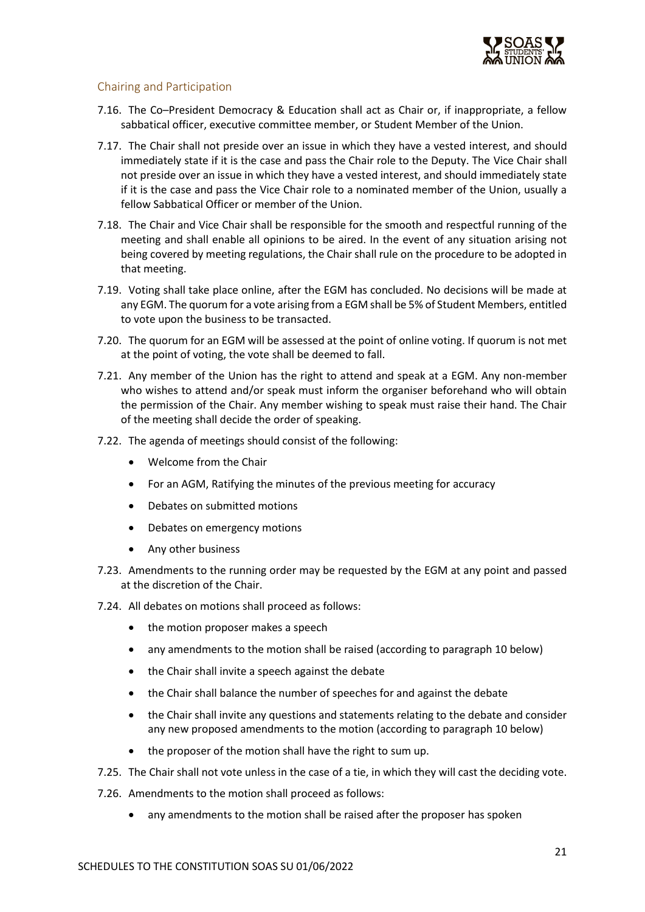### Chairing and Participation

7.16. The Co–President Democracy & Education shall act as Chair or, if inappropriate, a fellow sabbatical officer, executive committee member, or Student Member of the Union.

7.17. The Chair shall not preside over an issue in which they have a vested interest, and should immediately state if it is the case and pass the Chair role to the Deputy. The Vice Chair shall not preside over an issue in which they have a vested interest, and should immediately state if it is the case and pass the Vice Chair role to a nominated member of the Union, usually a fellow Sabbatical Officer or member of the Union.

7.18. The Chair and Vice Chair shall be responsible for the smooth and respectful running of the meeting and shall enable all opinions to be aired. In the event of any situation arising not being covered by meeting regulations, the Chair shall rule on the procedure to be adopted in that meeting.

7.19. Voting shall take place online, after the EGM has concluded. No decisions will be made at any EGM. The quorum for a vote arising from a EGM shall be 5% of Student Members, entitled to vote upon the business to be transacted.

7.20. The quorum for an EGM will be assessed at the point of online voting. If quorum is not met at the point of voting, the vote shall be deemed to fall.

7.21. Any member of the Union has the right to attend and speak at a EGM. Any non-member who wishes to attend and/or speak must inform the organiser beforehand who will obtain the permission of the Chair. Any member wishing to speak must raise their hand. The Chair of the meeting shall decide the order of speaking.

7.22. The agenda of meetings should consist of the following:

- Welcome from the Chair
- For an AGM, Ratifying the minutes of the previous meeting for accuracy
- Debates on submitted motions
- Debates on emergency motions
- Any other business

7.23. Amendments to the running order may be requested by the EGM at any point and passed at the discretion of the Chair.

7.24. All debates on motions shall proceed as follows:

- the motion proposer makes a speech
- any amendments to the motion shall be raised (according to paragraph 10 below)
- the Chair shall invite a speech against the debate
- the Chair shall balance the number of speeches for and against the debate
- the Chair shall invite any questions and statements relating to the debate and consider any new proposed amendments to the motion (according to paragraph 10 below)
- the proposer of the motion shall have the right to sum up.

7.25. The Chair shall not vote unless in the case of a tie, in which they will cast the deciding vote.

7.26. Amendments to the motion shall proceed as follows:

- any amendments to the motion shall be raised after the proposer has spoken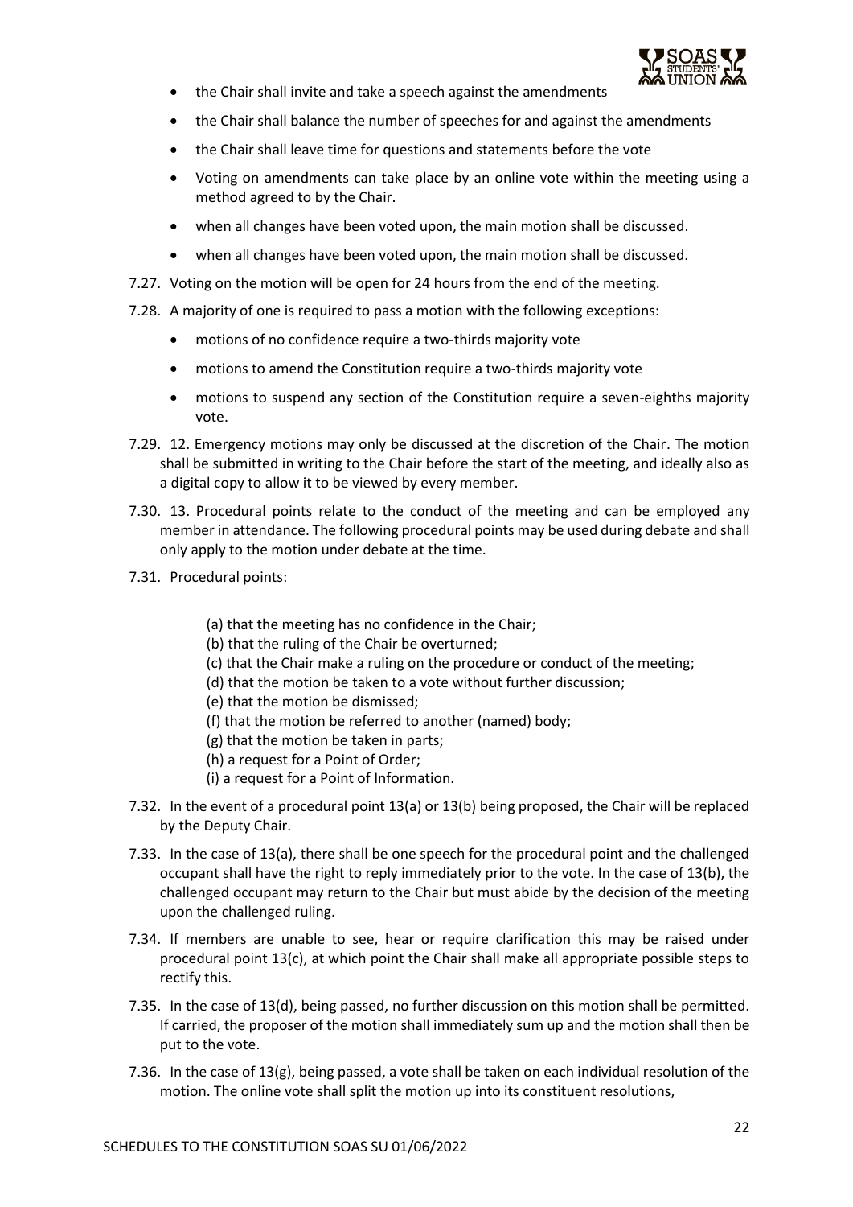- the Chair shall invite and take a speech against the amendments
- the Chair shall balance the number of speeches for and against the amendments
- the Chair shall leave time for questions and statements before the vote
- Voting on amendments can take place by an online vote within the meeting using a method agreed to by the Chair.
- when all changes have been voted upon, the main motion shall be discussed.
- when all changes have been voted upon, the main motion shall be discussed.

7.27. Voting on the motion will be open for 24 hours from the end of the meeting.

7.28. A majority of one is required to pass a motion with the following exceptions:

- motions of no confidence require a two-thirds majority vote
- motions to amend the Constitution require a two-thirds majority vote
- motions to suspend any section of the Constitution require a seven-eighths majority vote.

7.29. 12. Emergency motions may only be discussed at the discretion of the Chair. The motion shall be submitted in writing to the Chair before the start of the meeting, and ideally also as a digital copy to allow it to be viewed by every member.

7.30. 13. Procedural points relate to the conduct of the meeting and can be employed any member in attendance. The following procedural points may be used during debate and shall only apply to the motion under debate at the time.

7.31. Procedural points:

(a) that the meeting has no confidence in the Chair;
(b) that the ruling of the Chair be overturned;
(c) that the Chair make a ruling on the procedure or conduct of the meeting;
(d) that the motion be taken to a vote without further discussion;
(e) that the motion be dismissed;
(f) that the motion be referred to another (named) body;
(g) that the motion be taken in parts;
(h) a request for a Point of Order;
(i) a request for a Point of Information.

7.32. In the event of a procedural point 13(a) or 13(b) being proposed, the Chair will be replaced by the Deputy Chair.

7.33. In the case of 13(a), there shall be one speech for the procedural point and the challenged occupant shall have the right to reply immediately prior to the vote. In the case of 13(b), the challenged occupant may return to the Chair but must abide by the decision of the meeting upon the challenged ruling.

7.34. If members are unable to see, hear or require clarification this may be raised under procedural point 13(c), at which point the Chair shall make all appropriate possible steps to rectify this.

7.35. In the case of 13(d), being passed, no further discussion on this motion shall be permitted. If carried, the proposer of the motion shall immediately sum up and the motion shall then be put to the vote.

7.36. In the case of 13(g), being passed, a vote shall be taken on each individual resolution of the motion. The online vote shall split the motion up into its constituent resolutions,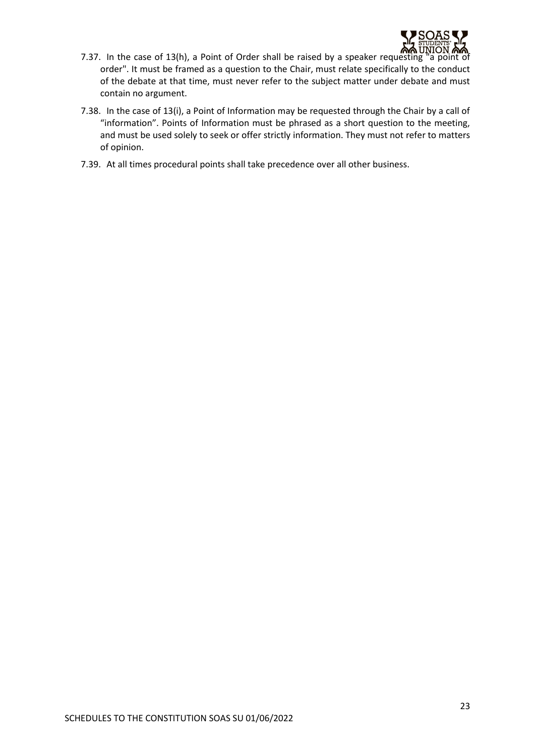7.37. In the case of 13(h), a Point of Order shall be raised by a speaker requesting "a point of order". It must be framed as a question to the Chair, must relate specifically to the conduct of the debate at that time, must never refer to the subject matter under debate and must contain no argument.

7.38. In the case of 13(i), a Point of Information may be requested through the Chair by a call of "information". Points of Information must be phrased as a short question to the meeting, and must be used solely to seek or offer strictly information. They must not refer to matters of opinion.

7.39. At all times procedural points shall take precedence over all other business.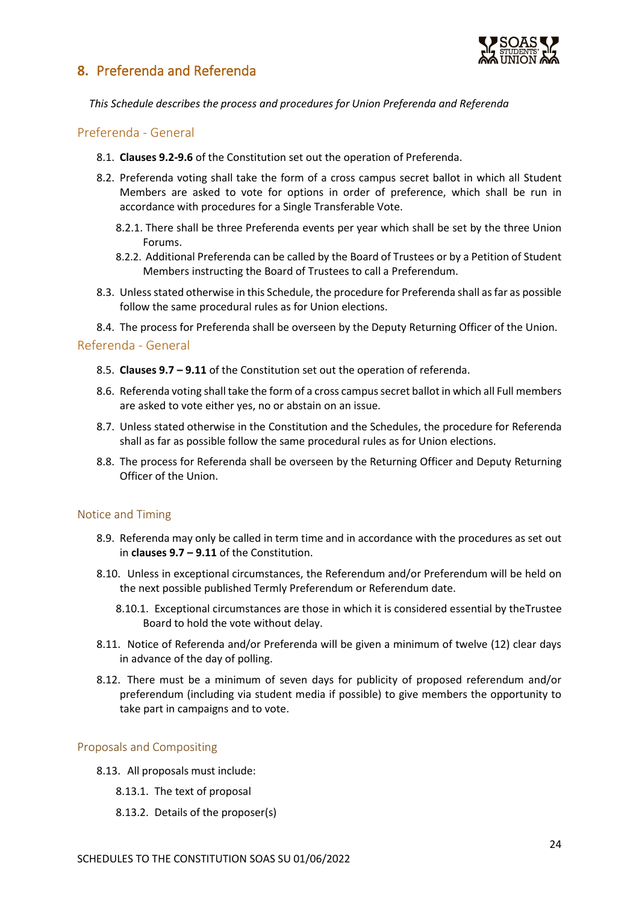## 8. Preferenda and Referenda

*This Schedule describes the process and procedures for Union Preferenda and Referenda*

### Preferenda - General

8.1. **Clauses 9.2-9.6** of the Constitution set out the operation of Preferenda.

8.2. Preferenda voting shall take the form of a cross campus secret ballot in which all Student Members are asked to vote for options in order of preference, which shall be run in accordance with procedures for a Single Transferable Vote.

8.2.1. There shall be three Preferenda events per year which shall be set by the three Union Forums.

8.2.2. Additional Preferenda can be called by the Board of Trustees or by a Petition of Student Members instructing the Board of Trustees to call a Preferendum.

8.3. Unless stated otherwise in this Schedule, the procedure for Preferenda shall as far as possible follow the same procedural rules as for Union elections.

8.4. The process for Preferenda shall be overseen by the Deputy Returning Officer of the Union.

### Referenda - General

8.5. **Clauses 9.7 – 9.11** of the Constitution set out the operation of referenda.

8.6. Referenda voting shall take the form of a cross campus secret ballot in which all Full members are asked to vote either yes, no or abstain on an issue.

8.7. Unless stated otherwise in the Constitution and the Schedules, the procedure for Referenda shall as far as possible follow the same procedural rules as for Union elections.

8.8. The process for Referenda shall be overseen by the Returning Officer and Deputy Returning Officer of the Union.

### Notice and Timing

8.9. Referenda may only be called in term time and in accordance with the procedures as set out in **clauses 9.7 – 9.11** of the Constitution.

8.10. Unless in exceptional circumstances, the Referendum and/or Preferendum will be held on the next possible published Termly Preferendum or Referendum date.

8.10.1. Exceptional circumstances are those in which it is considered essential by theTrustee Board to hold the vote without delay.

8.11. Notice of Referenda and/or Preferenda will be given a minimum of twelve (12) clear days in advance of the day of polling.

8.12. There must be a minimum of seven days for publicity of proposed referendum and/or preferendum (including via student media if possible) to give members the opportunity to take part in campaigns and to vote.

### Proposals and Compositing

8.13. All proposals must include:

8.13.1. The text of proposal

8.13.2. Details of the proposer(s)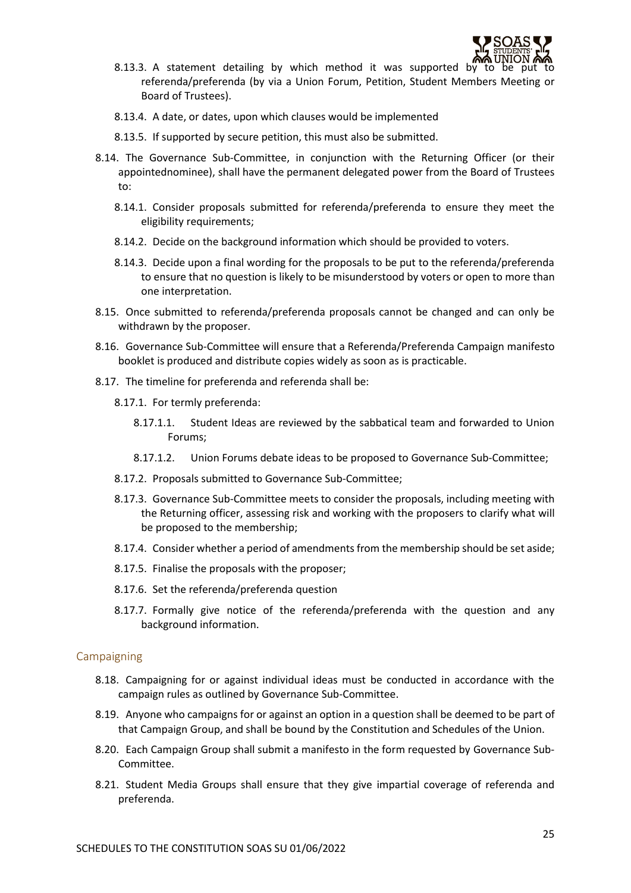8.13.3. A statement detailing by which method it was supported by to be put to referenda/preferenda (by via a Union Forum, Petition, Student Members Meeting or Board of Trustees).

8.13.4. A date, or dates, upon which clauses would be implemented

8.13.5. If supported by secure petition, this must also be submitted.

8.14. The Governance Sub-Committee, in conjunction with the Returning Officer (or their appointednominee), shall have the permanent delegated power from the Board of Trustees to:

8.14.1. Consider proposals submitted for referenda/preferenda to ensure they meet the eligibility requirements;

8.14.2. Decide on the background information which should be provided to voters.

8.14.3. Decide upon a final wording for the proposals to be put to the referenda/preferenda to ensure that no question is likely to be misunderstood by voters or open to more than one interpretation.

8.15. Once submitted to referenda/preferenda proposals cannot be changed and can only be withdrawn by the proposer.

8.16. Governance Sub-Committee will ensure that a Referenda/Preferenda Campaign manifesto booklet is produced and distribute copies widely as soon as is practicable.

8.17. The timeline for preferenda and referenda shall be:

8.17.1. For termly preferenda:

8.17.1.1. Student Ideas are reviewed by the sabbatical team and forwarded to Union Forums;

8.17.1.2. Union Forums debate ideas to be proposed to Governance Sub-Committee;

8.17.2. Proposals submitted to Governance Sub-Committee;

8.17.3. Governance Sub-Committee meets to consider the proposals, including meeting with the Returning officer, assessing risk and working with the proposers to clarify what will be proposed to the membership;

8.17.4. Consider whether a period of amendments from the membership should be set aside;

8.17.5. Finalise the proposals with the proposer;

8.17.6. Set the referenda/preferenda question

8.17.7. Formally give notice of the referenda/preferenda with the question and any background information.

## Campaigning

8.18. Campaigning for or against individual ideas must be conducted in accordance with the campaign rules as outlined by Governance Sub-Committee.

8.19. Anyone who campaigns for or against an option in a question shall be deemed to be part of that Campaign Group, and shall be bound by the Constitution and Schedules of the Union.

8.20. Each Campaign Group shall submit a manifesto in the form requested by Governance Sub-Committee.

8.21. Student Media Groups shall ensure that they give impartial coverage of referenda and preferenda.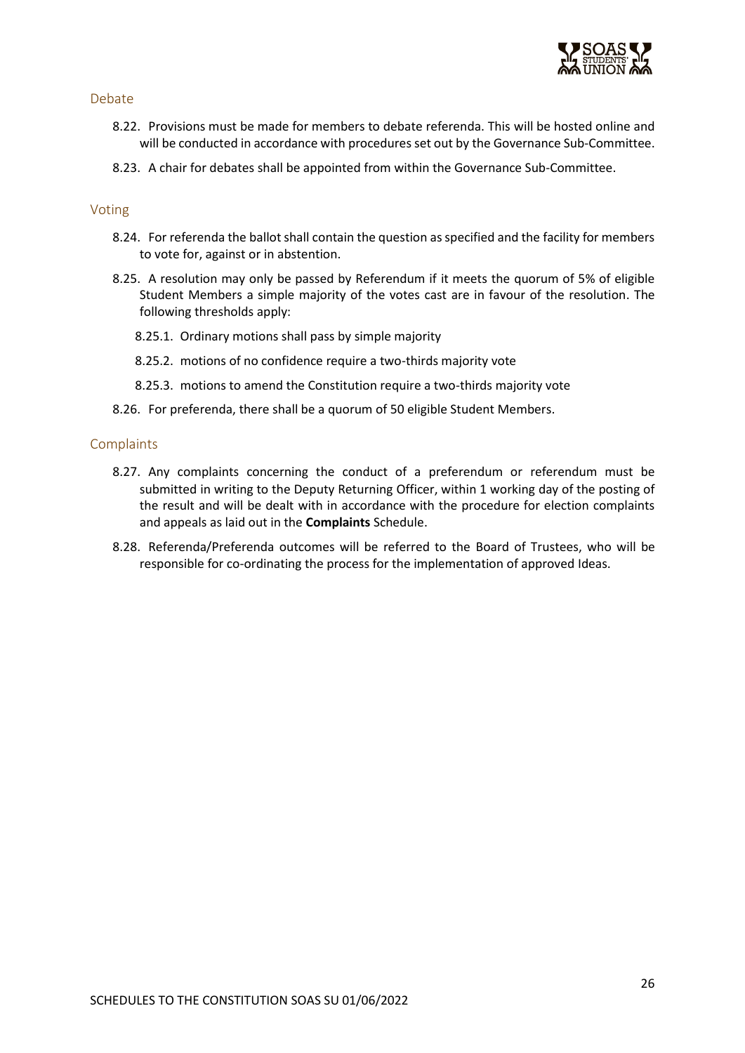## Debate

8.22. Provisions must be made for members to debate referenda. This will be hosted online and will be conducted in accordance with procedures set out by the Governance Sub-Committee.

8.23. A chair for debates shall be appointed from within the Governance Sub-Committee.

## Voting

8.24. For referenda the ballot shall contain the question as specified and the facility for members to vote for, against or in abstention.

8.25. A resolution may only be passed by Referendum if it meets the quorum of 5% of eligible Student Members a simple majority of the votes cast are in favour of the resolution. The following thresholds apply:

8.25.1. Ordinary motions shall pass by simple majority

8.25.2. motions of no confidence require a two-thirds majority vote

8.25.3. motions to amend the Constitution require a two-thirds majority vote

8.26. For preferenda, there shall be a quorum of 50 eligible Student Members.

## Complaints

8.27. Any complaints concerning the conduct of a preferendum or referendum must be submitted in writing to the Deputy Returning Officer, within 1 working day of the posting of the result and will be dealt with in accordance with the procedure for election complaints and appeals as laid out in the **Complaints** Schedule.

8.28. Referenda/Preferenda outcomes will be referred to the Board of Trustees, who will be responsible for co-ordinating the process for the implementation of approved Ideas.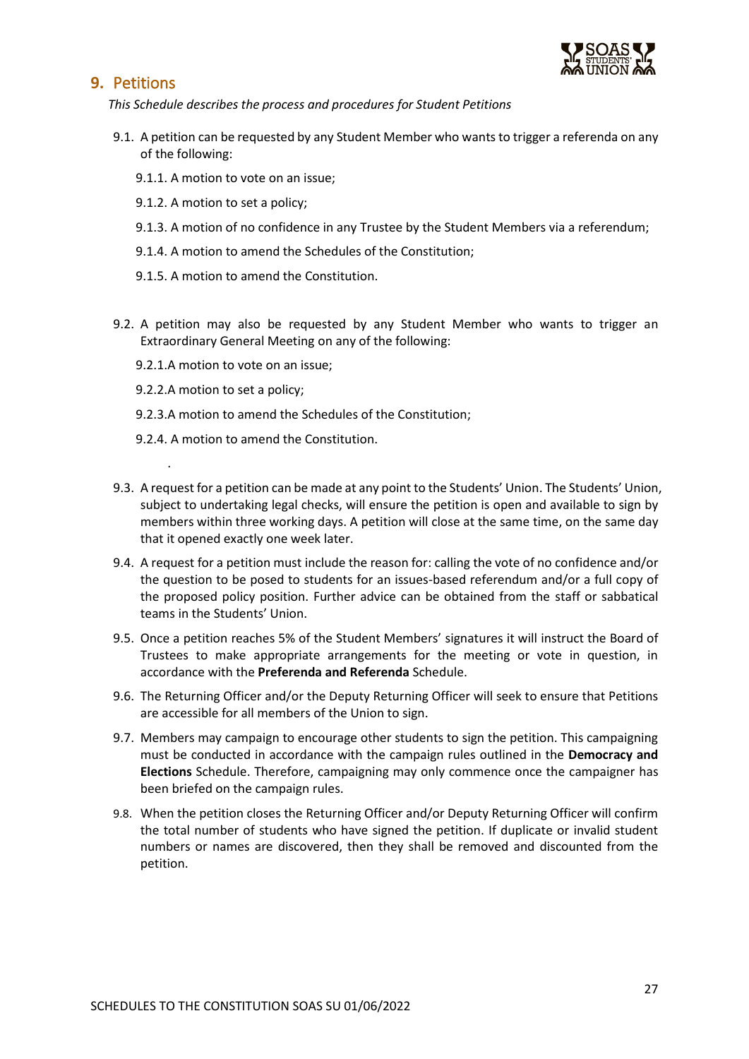## 9. Petitions

*This Schedule describes the process and procedures for Student Petitions*

9.1. A petition can be requested by any Student Member who wants to trigger a referenda on any of the following:

9.1.1. A motion to vote on an issue;

9.1.2. A motion to set a policy;

9.1.3. A motion of no confidence in any Trustee by the Student Members via a referendum;

9.1.4. A motion to amend the Schedules of the Constitution;

9.1.5. A motion to amend the Constitution.

9.2. A petition may also be requested by any Student Member who wants to trigger an Extraordinary General Meeting on any of the following:

9.2.1.A motion to vote on an issue;

9.2.2.A motion to set a policy;

9.2.3.A motion to amend the Schedules of the Constitution;

9.2.4. A motion to amend the Constitution.

.

9.3. A request for a petition can be made at any point to the Students' Union. The Students' Union, subject to undertaking legal checks, will ensure the petition is open and available to sign by members within three working days. A petition will close at the same time, on the same day that it opened exactly one week later.

9.4. A request for a petition must include the reason for: calling the vote of no confidence and/or the question to be posed to students for an issues-based referendum and/or a full copy of the proposed policy position. Further advice can be obtained from the staff or sabbatical teams in the Students' Union.

9.5. Once a petition reaches 5% of the Student Members' signatures it will instruct the Board of Trustees to make appropriate arrangements for the meeting or vote in question, in accordance with the **Preferenda and Referenda** Schedule.

9.6. The Returning Officer and/or the Deputy Returning Officer will seek to ensure that Petitions are accessible for all members of the Union to sign.

9.7. Members may campaign to encourage other students to sign the petition. This campaigning must be conducted in accordance with the campaign rules outlined in the **Democracy and Elections** Schedule. Therefore, campaigning may only commence once the campaigner has been briefed on the campaign rules.

9.8. When the petition closes the Returning Officer and/or Deputy Returning Officer will confirm the total number of students who have signed the petition. If duplicate or invalid student numbers or names are discovered, then they shall be removed and discounted from the petition.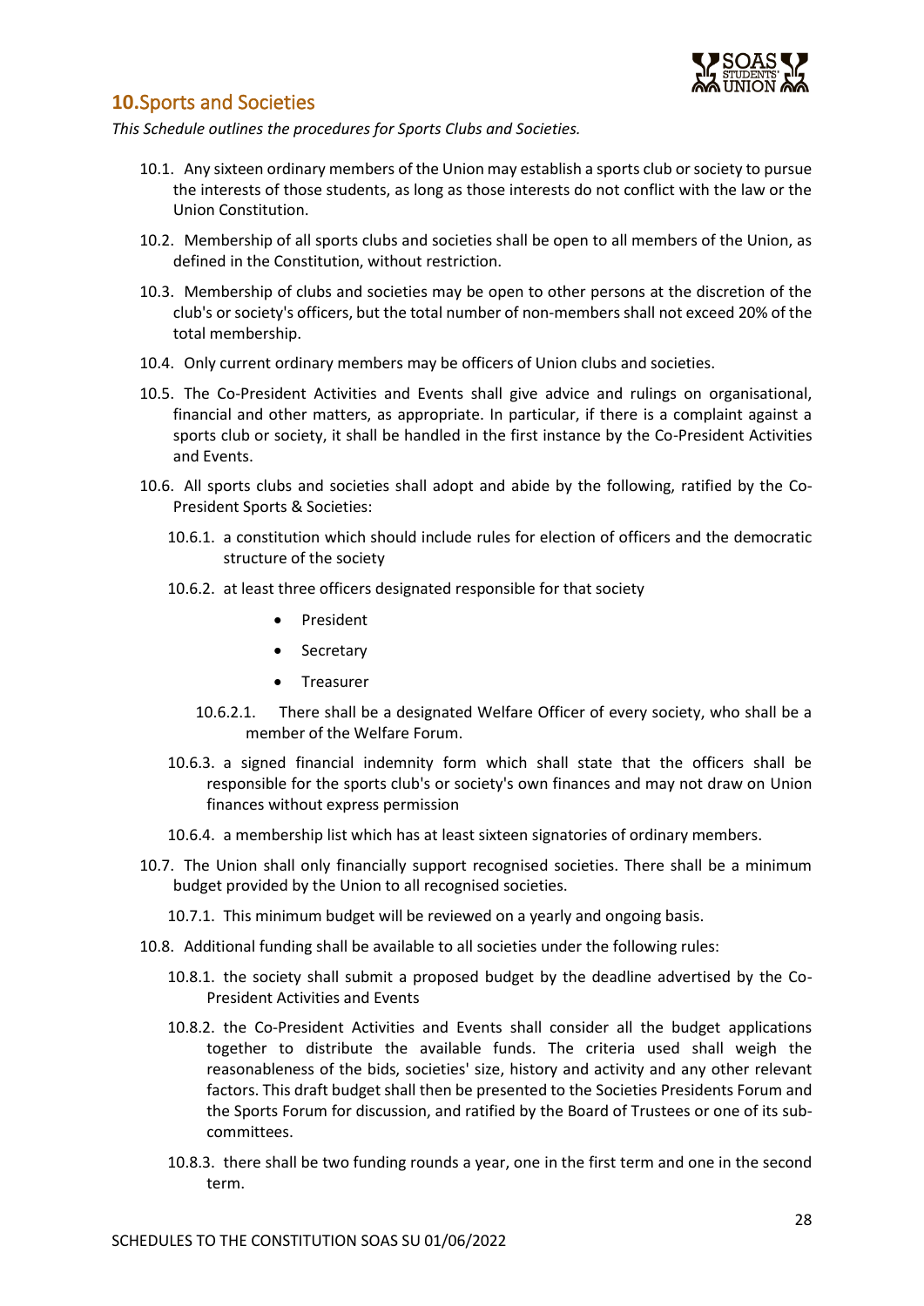## **10.** Sports and Societies

*This Schedule outlines the procedures for Sports Clubs and Societies.*

10.1. Any sixteen ordinary members of the Union may establish a sports club or society to pursue the interests of those students, as long as those interests do not conflict with the law or the Union Constitution.

10.2. Membership of all sports clubs and societies shall be open to all members of the Union, as defined in the Constitution, without restriction.

10.3. Membership of clubs and societies may be open to other persons at the discretion of the club's or society's officers, but the total number of non-members shall not exceed 20% of the total membership.

10.4. Only current ordinary members may be officers of Union clubs and societies.

10.5. The Co-President Activities and Events shall give advice and rulings on organisational, financial and other matters, as appropriate. In particular, if there is a complaint against a sports club or society, it shall be handled in the first instance by the Co-President Activities and Events.

10.6. All sports clubs and societies shall adopt and abide by the following, ratified by the Co-President Sports & Societies:

10.6.1. a constitution which should include rules for election of officers and the democratic structure of the society

10.6.2. at least three officers designated responsible for that society

- President
- Secretary
- Treasurer

10.6.2.1. There shall be a designated Welfare Officer of every society, who shall be a member of the Welfare Forum.

10.6.3. a signed financial indemnity form which shall state that the officers shall be responsible for the sports club's or society's own finances and may not draw on Union finances without express permission

10.6.4. a membership list which has at least sixteen signatories of ordinary members.

10.7. The Union shall only financially support recognised societies. There shall be a minimum budget provided by the Union to all recognised societies.

10.7.1. This minimum budget will be reviewed on a yearly and ongoing basis.

10.8. Additional funding shall be available to all societies under the following rules:

10.8.1. the society shall submit a proposed budget by the deadline advertised by the Co-President Activities and Events

10.8.2. the Co-President Activities and Events shall consider all the budget applications together to distribute the available funds. The criteria used shall weigh the reasonableness of the bids, societies' size, history and activity and any other relevant factors. This draft budget shall then be presented to the Societies Presidents Forum and the Sports Forum for discussion, and ratified by the Board of Trustees or one of its sub-committees.

10.8.3. there shall be two funding rounds a year, one in the first term and one in the second term.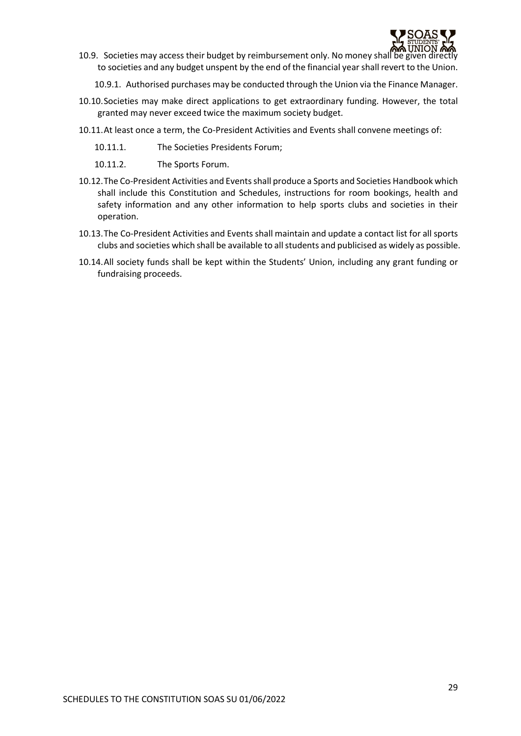10.9. Societies may access their budget by reimbursement only. No money shall be given directly to societies and any budget unspent by the end of the financial year shall revert to the Union.

  10.9.1. Authorised purchases may be conducted through the Union via the Finance Manager.

10.10. Societies may make direct applications to get extraordinary funding. However, the total granted may never exceed twice the maximum society budget.

10.11. At least once a term, the Co-President Activities and Events shall convene meetings of:

  10.11.1. The Societies Presidents Forum;

  10.11.2. The Sports Forum.

10.12. The Co-President Activities and Events shall produce a Sports and Societies Handbook which shall include this Constitution and Schedules, instructions for room bookings, health and safety information and any other information to help sports clubs and societies in their operation.

10.13. The Co-President Activities and Events shall maintain and update a contact list for all sports clubs and societies which shall be available to all students and publicised as widely as possible.

10.14. All society funds shall be kept within the Students' Union, including any grant funding or fundraising proceeds.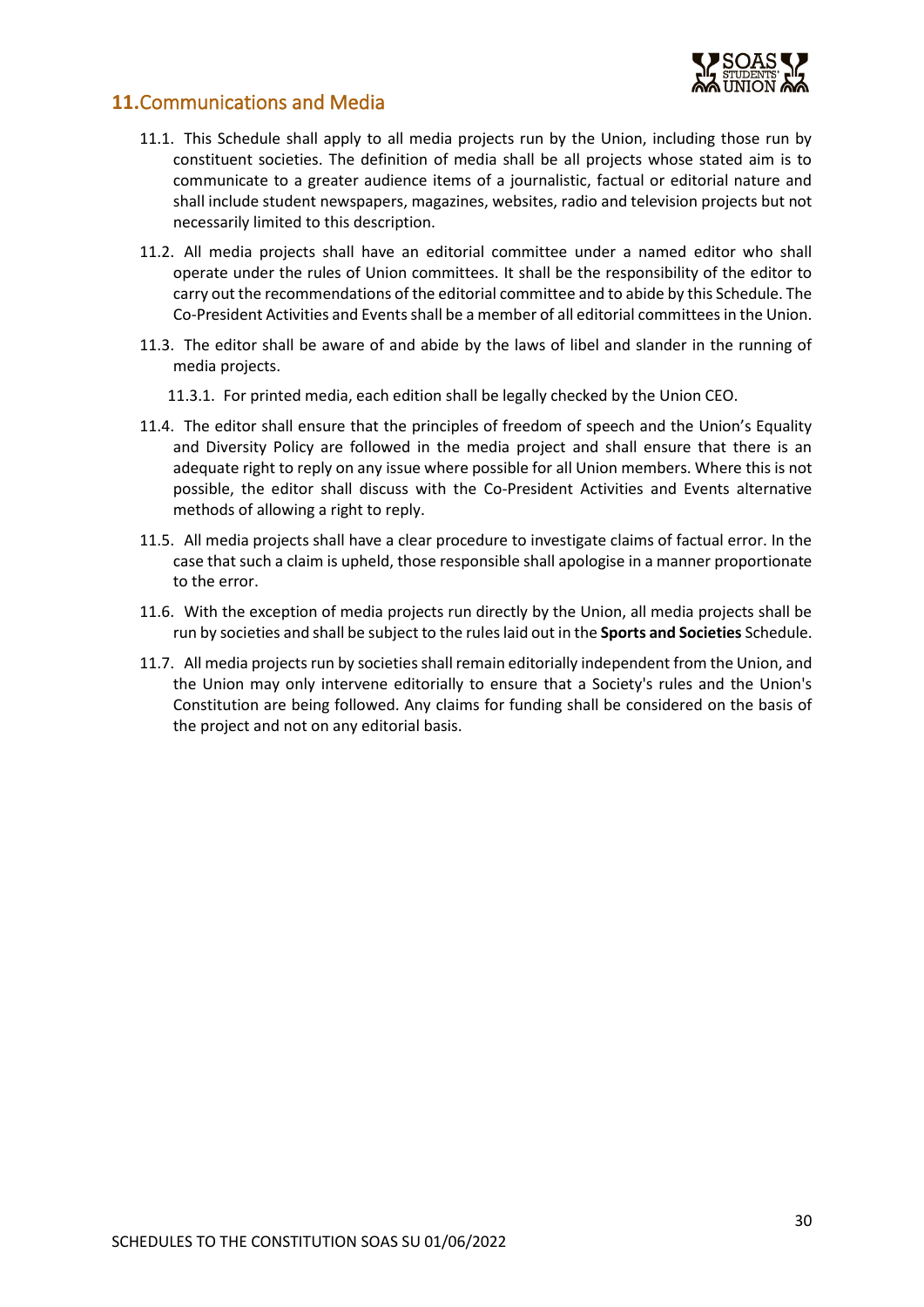## 11. Communications and Media

11.1. This Schedule shall apply to all media projects run by the Union, including those run by constituent societies. The definition of media shall be all projects whose stated aim is to communicate to a greater audience items of a journalistic, factual or editorial nature and shall include student newspapers, magazines, websites, radio and television projects but not necessarily limited to this description.

11.2. All media projects shall have an editorial committee under a named editor who shall operate under the rules of Union committees. It shall be the responsibility of the editor to carry out the recommendations of the editorial committee and to abide by this Schedule. The Co-President Activities and Events shall be a member of all editorial committees in the Union.

11.3. The editor shall be aware of and abide by the laws of libel and slander in the running of media projects.

11.3.1. For printed media, each edition shall be legally checked by the Union CEO.

11.4. The editor shall ensure that the principles of freedom of speech and the Union's Equality and Diversity Policy are followed in the media project and shall ensure that there is an adequate right to reply on any issue where possible for all Union members. Where this is not possible, the editor shall discuss with the Co-President Activities and Events alternative methods of allowing a right to reply.

11.5. All media projects shall have a clear procedure to investigate claims of factual error. In the case that such a claim is upheld, those responsible shall apologise in a manner proportionate to the error.

11.6. With the exception of media projects run directly by the Union, all media projects shall be run by societies and shall be subject to the rules laid out in the **Sports and Societies** Schedule.

11.7. All media projects run by societies shall remain editorially independent from the Union, and the Union may only intervene editorially to ensure that a Society's rules and the Union's Constitution are being followed. Any claims for funding shall be considered on the basis of the project and not on any editorial basis.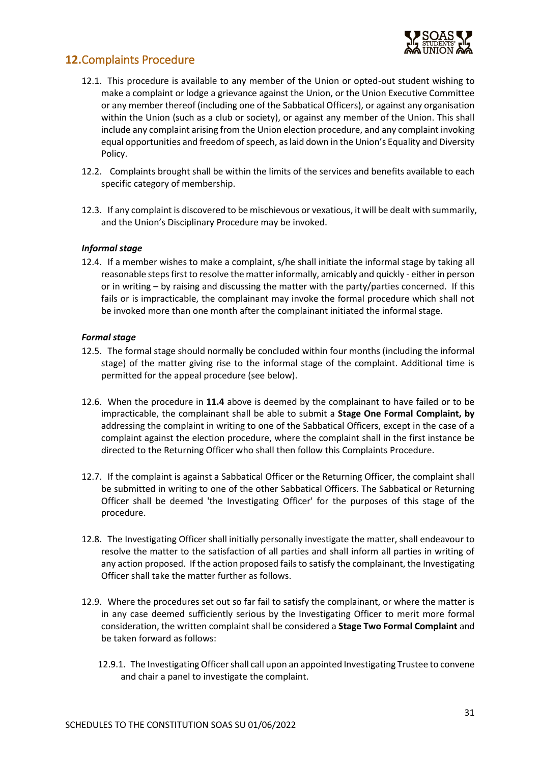## **12.** Complaints Procedure

12.1. This procedure is available to any member of the Union or opted-out student wishing to make a complaint or lodge a grievance against the Union, or the Union Executive Committee or any member thereof (including one of the Sabbatical Officers), or against any organisation within the Union (such as a club or society), or against any member of the Union. This shall include any complaint arising from the Union election procedure, and any complaint invoking equal opportunities and freedom of speech, as laid down in the Union's Equality and Diversity Policy.

12.2. Complaints brought shall be within the limits of the services and benefits available to each specific category of membership.

12.3. If any complaint is discovered to be mischievous or vexatious, it will be dealt with summarily, and the Union's Disciplinary Procedure may be invoked.

***Informal stage***

12.4. If a member wishes to make a complaint, s/he shall initiate the informal stage by taking all reasonable steps first to resolve the matter informally, amicably and quickly - either in person or in writing – by raising and discussing the matter with the party/parties concerned. If this fails or is impracticable, the complainant may invoke the formal procedure which shall not be invoked more than one month after the complainant initiated the informal stage.

***Formal stage***

12.5. The formal stage should normally be concluded within four months (including the informal stage) of the matter giving rise to the informal stage of the complaint. Additional time is permitted for the appeal procedure (see below).

12.6. When the procedure in **11.4** above is deemed by the complainant to have failed or to be impracticable, the complainant shall be able to submit a **Stage One Formal Complaint, by** addressing the complaint in writing to one of the Sabbatical Officers, except in the case of a complaint against the election procedure, where the complaint shall in the first instance be directed to the Returning Officer who shall then follow this Complaints Procedure.

12.7. If the complaint is against a Sabbatical Officer or the Returning Officer, the complaint shall be submitted in writing to one of the other Sabbatical Officers. The Sabbatical or Returning Officer shall be deemed 'the Investigating Officer' for the purposes of this stage of the procedure.

12.8. The Investigating Officer shall initially personally investigate the matter, shall endeavour to resolve the matter to the satisfaction of all parties and shall inform all parties in writing of any action proposed. If the action proposed fails to satisfy the complainant, the Investigating Officer shall take the matter further as follows.

12.9. Where the procedures set out so far fail to satisfy the complainant, or where the matter is in any case deemed sufficiently serious by the Investigating Officer to merit more formal consideration, the written complaint shall be considered a **Stage Two Formal Complaint** and be taken forward as follows:

12.9.1. The Investigating Officer shall call upon an appointed Investigating Trustee to convene and chair a panel to investigate the complaint.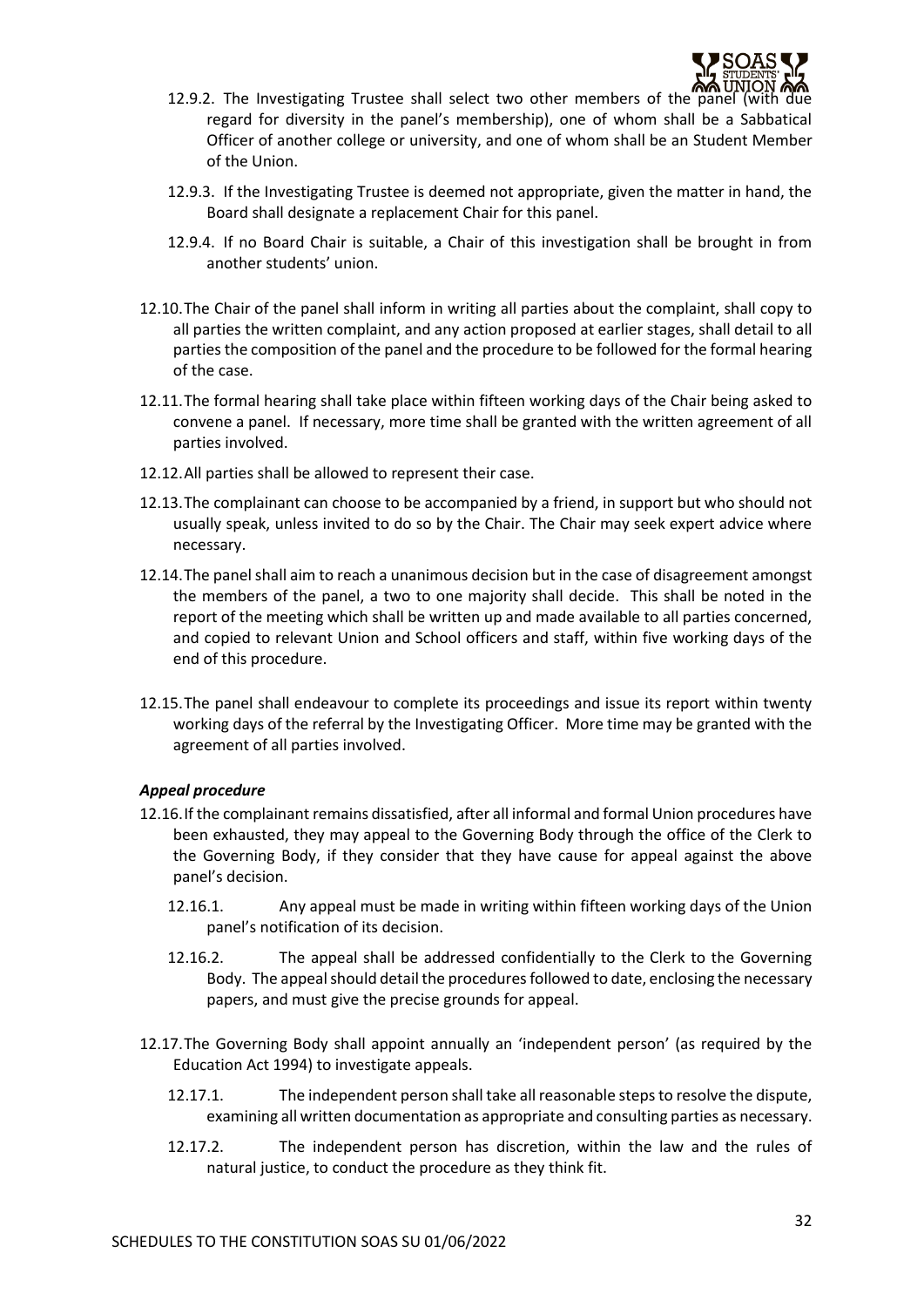12.9.2. The Investigating Trustee shall select two other members of the panel (with due regard for diversity in the panel's membership), one of whom shall be a Sabbatical Officer of another college or university, and one of whom shall be an Student Member of the Union.

12.9.3. If the Investigating Trustee is deemed not appropriate, given the matter in hand, the Board shall designate a replacement Chair for this panel.

12.9.4. If no Board Chair is suitable, a Chair of this investigation shall be brought in from another students' union.

12.10. The Chair of the panel shall inform in writing all parties about the complaint, shall copy to all parties the written complaint, and any action proposed at earlier stages, shall detail to all parties the composition of the panel and the procedure to be followed for the formal hearing of the case.

12.11. The formal hearing shall take place within fifteen working days of the Chair being asked to convene a panel. If necessary, more time shall be granted with the written agreement of all parties involved.

12.12. All parties shall be allowed to represent their case.

12.13. The complainant can choose to be accompanied by a friend, in support but who should not usually speak, unless invited to do so by the Chair. The Chair may seek expert advice where necessary.

12.14. The panel shall aim to reach a unanimous decision but in the case of disagreement amongst the members of the panel, a two to one majority shall decide. This shall be noted in the report of the meeting which shall be written up and made available to all parties concerned, and copied to relevant Union and School officers and staff, within five working days of the end of this procedure.

12.15. The panel shall endeavour to complete its proceedings and issue its report within twenty working days of the referral by the Investigating Officer. More time may be granted with the agreement of all parties involved.

***Appeal procedure***

12.16. If the complainant remains dissatisfied, after all informal and formal Union procedures have been exhausted, they may appeal to the Governing Body through the office of the Clerk to the Governing Body, if they consider that they have cause for appeal against the above panel's decision.

12.16.1. Any appeal must be made in writing within fifteen working days of the Union panel's notification of its decision.

12.16.2. The appeal shall be addressed confidentially to the Clerk to the Governing Body. The appeal should detail the procedures followed to date, enclosing the necessary papers, and must give the precise grounds for appeal.

12.17. The Governing Body shall appoint annually an 'independent person' (as required by the Education Act 1994) to investigate appeals.

12.17.1. The independent person shall take all reasonable steps to resolve the dispute, examining all written documentation as appropriate and consulting parties as necessary.

12.17.2. The independent person has discretion, within the law and the rules of natural justice, to conduct the procedure as they think fit.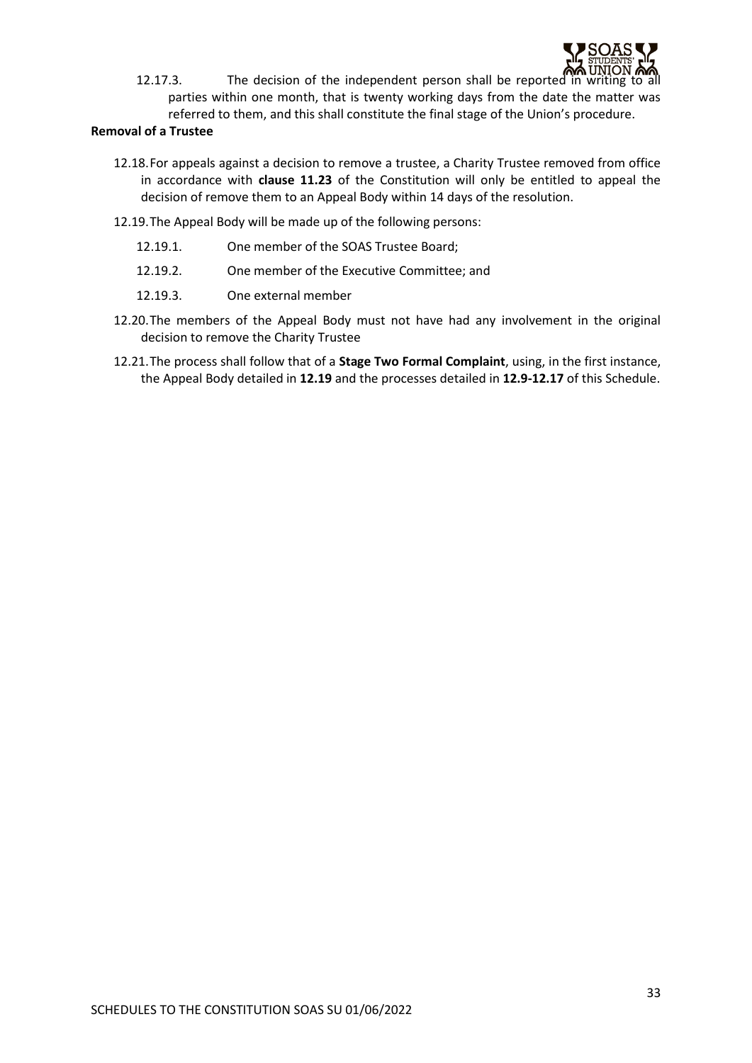12.17.3. The decision of the independent person shall be reported in writing to all parties within one month, that is twenty working days from the date the matter was referred to them, and this shall constitute the final stage of the Union's procedure.

**Removal of a Trustee**

12.18. For appeals against a decision to remove a trustee, a Charity Trustee removed from office in accordance with **clause 11.23** of the Constitution will only be entitled to appeal the decision of remove them to an Appeal Body within 14 days of the resolution.

12.19. The Appeal Body will be made up of the following persons:

- 12.19.1. One member of the SOAS Trustee Board;
- 12.19.2. One member of the Executive Committee; and
- 12.19.3. One external member

12.20. The members of the Appeal Body must not have had any involvement in the original decision to remove the Charity Trustee

12.21. The process shall follow that of a **Stage Two Formal Complaint**, using, in the first instance, the Appeal Body detailed in **12.19** and the processes detailed in **12.9-12.17** of this Schedule.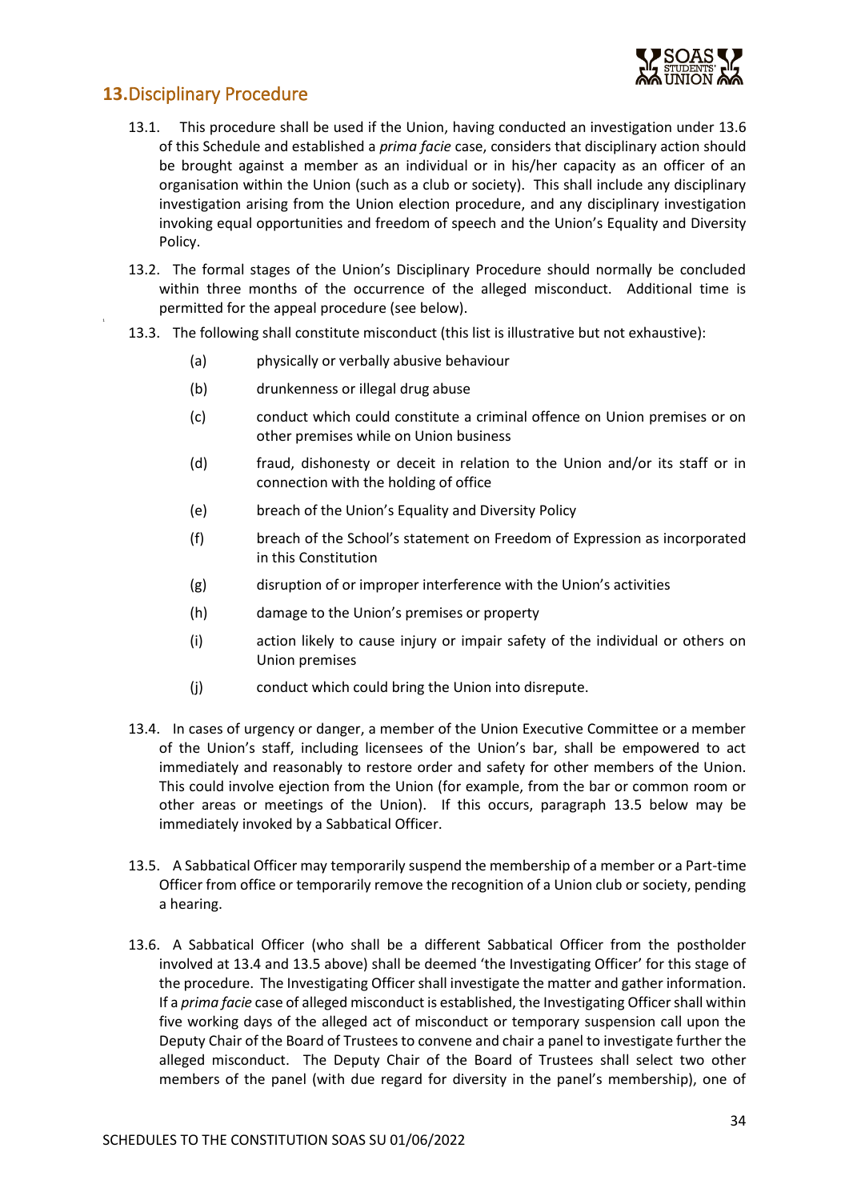## 13. Disciplinary Procedure

13.1. This procedure shall be used if the Union, having conducted an investigation under 13.6 of this Schedule and established a *prima facie* case, considers that disciplinary action should be brought against a member as an individual or in his/her capacity as an officer of an organisation within the Union (such as a club or society). This shall include any disciplinary investigation arising from the Union election procedure, and any disciplinary investigation invoking equal opportunities and freedom of speech and the Union's Equality and Diversity Policy.

13.2. The formal stages of the Union's Disciplinary Procedure should normally be concluded within three months of the occurrence of the alleged misconduct. Additional time is permitted for the appeal procedure (see below).

13.3. The following shall constitute misconduct (this list is illustrative but not exhaustive):

(a) physically or verbally abusive behaviour

(b) drunkenness or illegal drug abuse

(c) conduct which could constitute a criminal offence on Union premises or on other premises while on Union business

(d) fraud, dishonesty or deceit in relation to the Union and/or its staff or in connection with the holding of office

(e) breach of the Union's Equality and Diversity Policy

(f) breach of the School's statement on Freedom of Expression as incorporated in this Constitution

(g) disruption of or improper interference with the Union's activities

(h) damage to the Union's premises or property

(i) action likely to cause injury or impair safety of the individual or others on Union premises

(j) conduct which could bring the Union into disrepute.

13.4. In cases of urgency or danger, a member of the Union Executive Committee or a member of the Union's staff, including licensees of the Union's bar, shall be empowered to act immediately and reasonably to restore order and safety for other members of the Union. This could involve ejection from the Union (for example, from the bar or common room or other areas or meetings of the Union). If this occurs, paragraph 13.5 below may be immediately invoked by a Sabbatical Officer.

13.5. A Sabbatical Officer may temporarily suspend the membership of a member or a Part-time Officer from office or temporarily remove the recognition of a Union club or society, pending a hearing.

13.6. A Sabbatical Officer (who shall be a different Sabbatical Officer from the postholder involved at 13.4 and 13.5 above) shall be deemed 'the Investigating Officer' for this stage of the procedure. The Investigating Officer shall investigate the matter and gather information. If a *prima facie* case of alleged misconduct is established, the Investigating Officer shall within five working days of the alleged act of misconduct or temporary suspension call upon the Deputy Chair of the Board of Trustees to convene and chair a panel to investigate further the alleged misconduct. The Deputy Chair of the Board of Trustees shall select two other members of the panel (with due regard for diversity in the panel's membership), one of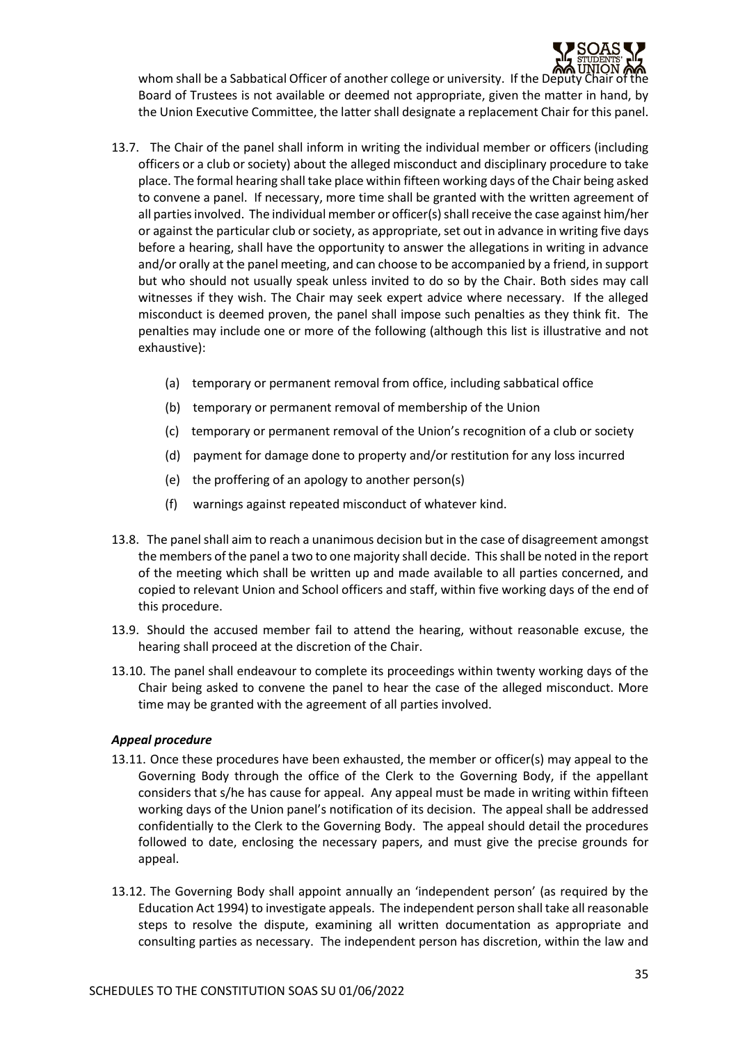whom shall be a Sabbatical Officer of another college or university. If the Deputy Chair of the Board of Trustees is not available or deemed not appropriate, given the matter in hand, by the Union Executive Committee, the latter shall designate a replacement Chair for this panel.

13.7. The Chair of the panel shall inform in writing the individual member or officers (including officers or a club or society) about the alleged misconduct and disciplinary procedure to take place. The formal hearing shall take place within fifteen working days of the Chair being asked to convene a panel. If necessary, more time shall be granted with the written agreement of all parties involved. The individual member or officer(s) shall receive the case against him/her or against the particular club or society, as appropriate, set out in advance in writing five days before a hearing, shall have the opportunity to answer the allegations in writing in advance and/or orally at the panel meeting, and can choose to be accompanied by a friend, in support but who should not usually speak unless invited to do so by the Chair. Both sides may call witnesses if they wish. The Chair may seek expert advice where necessary. If the alleged misconduct is deemed proven, the panel shall impose such penalties as they think fit. The penalties may include one or more of the following (although this list is illustrative and not exhaustive):

   (a) temporary or permanent removal from office, including sabbatical office
   (b) temporary or permanent removal of membership of the Union
   (c) temporary or permanent removal of the Union's recognition of a club or society
   (d) payment for damage done to property and/or restitution for any loss incurred
   (e) the proffering of an apology to another person(s)
   (f) warnings against repeated misconduct of whatever kind.

13.8. The panel shall aim to reach a unanimous decision but in the case of disagreement amongst the members of the panel a two to one majority shall decide. This shall be noted in the report of the meeting which shall be written up and made available to all parties concerned, and copied to relevant Union and School officers and staff, within five working days of the end of this procedure.

13.9. Should the accused member fail to attend the hearing, without reasonable excuse, the hearing shall proceed at the discretion of the Chair.

13.10. The panel shall endeavour to complete its proceedings within twenty working days of the Chair being asked to convene the panel to hear the case of the alleged misconduct. More time may be granted with the agreement of all parties involved.

***Appeal procedure***

13.11. Once these procedures have been exhausted, the member or officer(s) may appeal to the Governing Body through the office of the Clerk to the Governing Body, if the appellant considers that s/he has cause for appeal. Any appeal must be made in writing within fifteen working days of the Union panel's notification of its decision. The appeal shall be addressed confidentially to the Clerk to the Governing Body. The appeal should detail the procedures followed to date, enclosing the necessary papers, and must give the precise grounds for appeal.

13.12. The Governing Body shall appoint annually an 'independent person' (as required by the Education Act 1994) to investigate appeals. The independent person shall take all reasonable steps to resolve the dispute, examining all written documentation as appropriate and consulting parties as necessary. The independent person has discretion, within the law and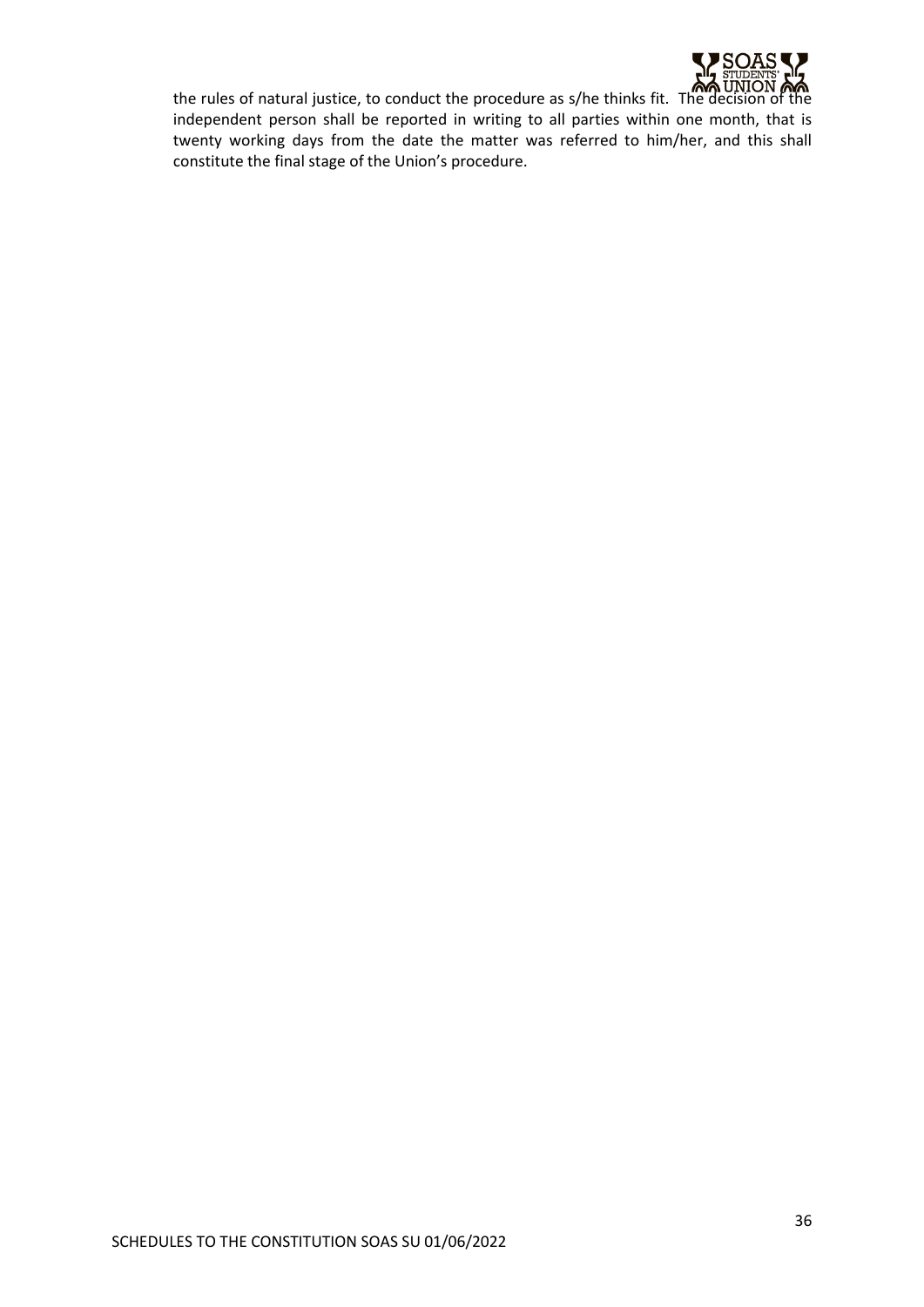the rules of natural justice, to conduct the procedure as s/he thinks fit. The decision of the independent person shall be reported in writing to all parties within one month, that is twenty working days from the date the matter was referred to him/her, and this shall constitute the final stage of the Union's procedure.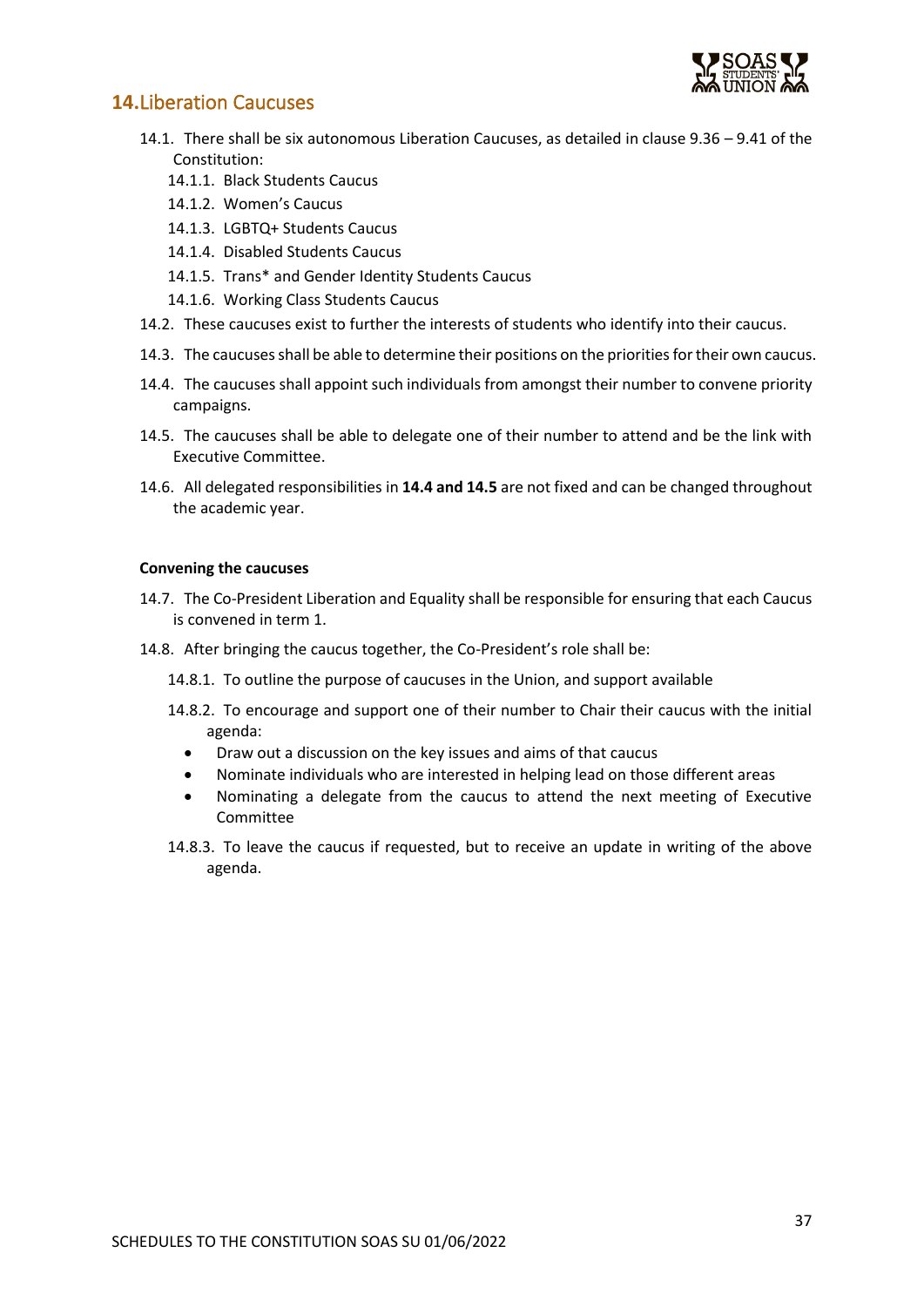## 14. Liberation Caucuses

14.1. There shall be six autonomous Liberation Caucuses, as detailed in clause 9.36 – 9.41 of the Constitution:

- 14.1.1. Black Students Caucus
- 14.1.2. Women's Caucus
- 14.1.3. LGBTQ+ Students Caucus
- 14.1.4. Disabled Students Caucus
- 14.1.5. Trans* and Gender Identity Students Caucus
- 14.1.6. Working Class Students Caucus

14.2. These caucuses exist to further the interests of students who identify into their caucus.

14.3. The caucuses shall be able to determine their positions on the priorities for their own caucus.

14.4. The caucuses shall appoint such individuals from amongst their number to convene priority campaigns.

14.5. The caucuses shall be able to delegate one of their number to attend and be the link with Executive Committee.

14.6. All delegated responsibilities in **14.4 and 14.5** are not fixed and can be changed throughout the academic year.

**Convening the caucuses**

14.7. The Co-President Liberation and Equality shall be responsible for ensuring that each Caucus is convened in term 1.

14.8. After bringing the caucus together, the Co-President's role shall be:

14.8.1. To outline the purpose of caucuses in the Union, and support available

14.8.2. To encourage and support one of their number to Chair their caucus with the initial agenda:

- Draw out a discussion on the key issues and aims of that caucus
- Nominate individuals who are interested in helping lead on those different areas
- Nominating a delegate from the caucus to attend the next meeting of Executive Committee

14.8.3. To leave the caucus if requested, but to receive an update in writing of the above agenda.